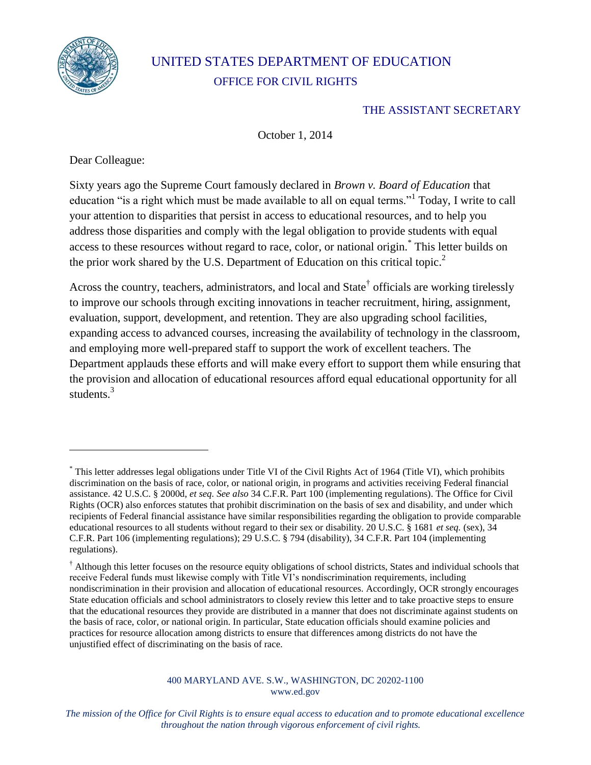# UNITED STATES DEPARTMENT OF EDUCATION

## OFFICE FOR CIVIL RIGHTS

THE ASSISTANT SECRETARY

October 1, 2014

Dear Colleague:

Sixty years ago the Supreme Court famously declared in *Brown v. Board of Education* that education "is a right which must be made available to all on equal terms."[1] Today, I write to call your attention to disparities that persist in access to educational resources, and to help you address those disparities and comply with the legal obligation to provide students with equal access to these resources without regard to race, color, or national origin.[*] This letter builds on the prior work shared by the U.S. Department of Education on this critical topic.[2]

Across the country, teachers, administrators, and local and State[†] officials are working tirelessly to improve our schools through exciting innovations in teacher recruitment, hiring, assignment, evaluation, support, development, and retention. They are also upgrading school facilities, expanding access to advanced courses, increasing the availability of technology in the classroom, and employing more well-prepared staff to support the work of excellent teachers. The Department applauds these efforts and will make every effort to support them while ensuring that the provision and allocation of educational resources afford equal educational opportunity for all students.[3]

---

[*] This letter addresses legal obligations under Title VI of the Civil Rights Act of 1964 (Title VI), which prohibits discrimination on the basis of race, color, or national origin, in programs and activities receiving Federal financial assistance. 42 U.S.C. § 2000d, *et seq. See also* 34 C.F.R. Part 100 (implementing regulations). The Office for Civil Rights (OCR) also enforces statutes that prohibit discrimination on the basis of sex and disability, and under which recipients of Federal financial assistance have similar responsibilities regarding the obligation to provide comparable educational resources to all students without regard to their sex or disability. 20 U.S.C. § 1681 *et seq.* (sex), 34 C.F.R. Part 106 (implementing regulations); 29 U.S.C. § 794 (disability), 34 C.F.R. Part 104 (implementing regulations).

[†] Although this letter focuses on the resource equity obligations of school districts, States and individual schools that receive Federal funds must likewise comply with Title VI's nondiscrimination requirements, including nondiscrimination in their provision and allocation of educational resources. Accordingly, OCR strongly encourages State education officials and school administrators to closely review this letter and to take proactive steps to ensure that the educational resources they provide are distributed in a manner that does not discriminate against students on the basis of race, color, or national origin. In particular, State education officials should examine policies and practices for resource allocation among districts to ensure that differences among districts do not have the unjustified effect of discriminating on the basis of race.

400 MARYLAND AVE. S.W., WASHINGTON, DC 20202-1100
www.ed.gov

*The mission of the Office for Civil Rights is to ensure equal access to education and to promote educational excellence throughout the nation through vigorous enforcement of civil rights.*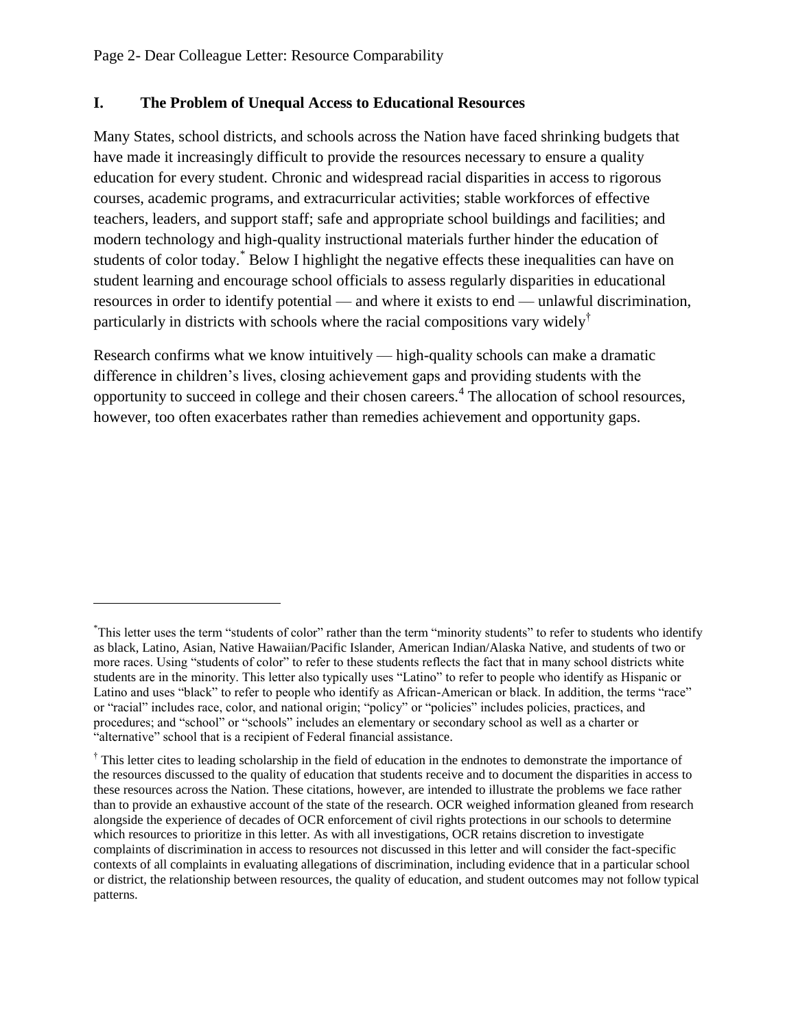## I. The Problem of Unequal Access to Educational Resources

Many States, school districts, and schools across the Nation have faced shrinking budgets that have made it increasingly difficult to provide the resources necessary to ensure a quality education for every student. Chronic and widespread racial disparities in access to rigorous courses, academic programs, and extracurricular activities; stable workforces of effective teachers, leaders, and support staff; safe and appropriate school buildings and facilities; and modern technology and high-quality instructional materials further hinder the education of students of color today.[*] Below I highlight the negative effects these inequalities can have on student learning and encourage school officials to assess regularly disparities in educational resources in order to identify potential — and where it exists to end — unlawful discrimination, particularly in districts with schools where the racial compositions vary widely[†]

Research confirms what we know intuitively — high-quality schools can make a dramatic difference in children's lives, closing achievement gaps and providing students with the opportunity to succeed in college and their chosen careers.[4] The allocation of school resources, however, too often exacerbates rather than remedies achievement and opportunity gaps.

---

[*] This letter uses the term "students of color" rather than the term "minority students" to refer to students who identify as black, Latino, Asian, Native Hawaiian/Pacific Islander, American Indian/Alaska Native, and students of two or more races. Using "students of color" to refer to these students reflects the fact that in many school districts white students are in the minority. This letter also typically uses "Latino" to refer to people who identify as Hispanic or Latino and uses "black" to refer to people who identify as African-American or black. In addition, the terms "race" or "racial" includes race, color, and national origin; "policy" or "policies" includes policies, practices, and procedures; and "school" or "schools" includes an elementary or secondary school as well as a charter or "alternative" school that is a recipient of Federal financial assistance.

[†] This letter cites to leading scholarship in the field of education in the endnotes to demonstrate the importance of the resources discussed to the quality of education that students receive and to document the disparities in access to these resources across the Nation. These citations, however, are intended to illustrate the problems we face rather than to provide an exhaustive account of the state of the research. OCR weighed information gleaned from research alongside the experience of decades of OCR enforcement of civil rights protections in our schools to determine which resources to prioritize in this letter. As with all investigations, OCR retains discretion to investigate complaints of discrimination in access to resources not discussed in this letter and will consider the fact-specific contexts of all complaints in evaluating allegations of discrimination, including evidence that in a particular school or district, the relationship between resources, the quality of education, and student outcomes may not follow typical patterns.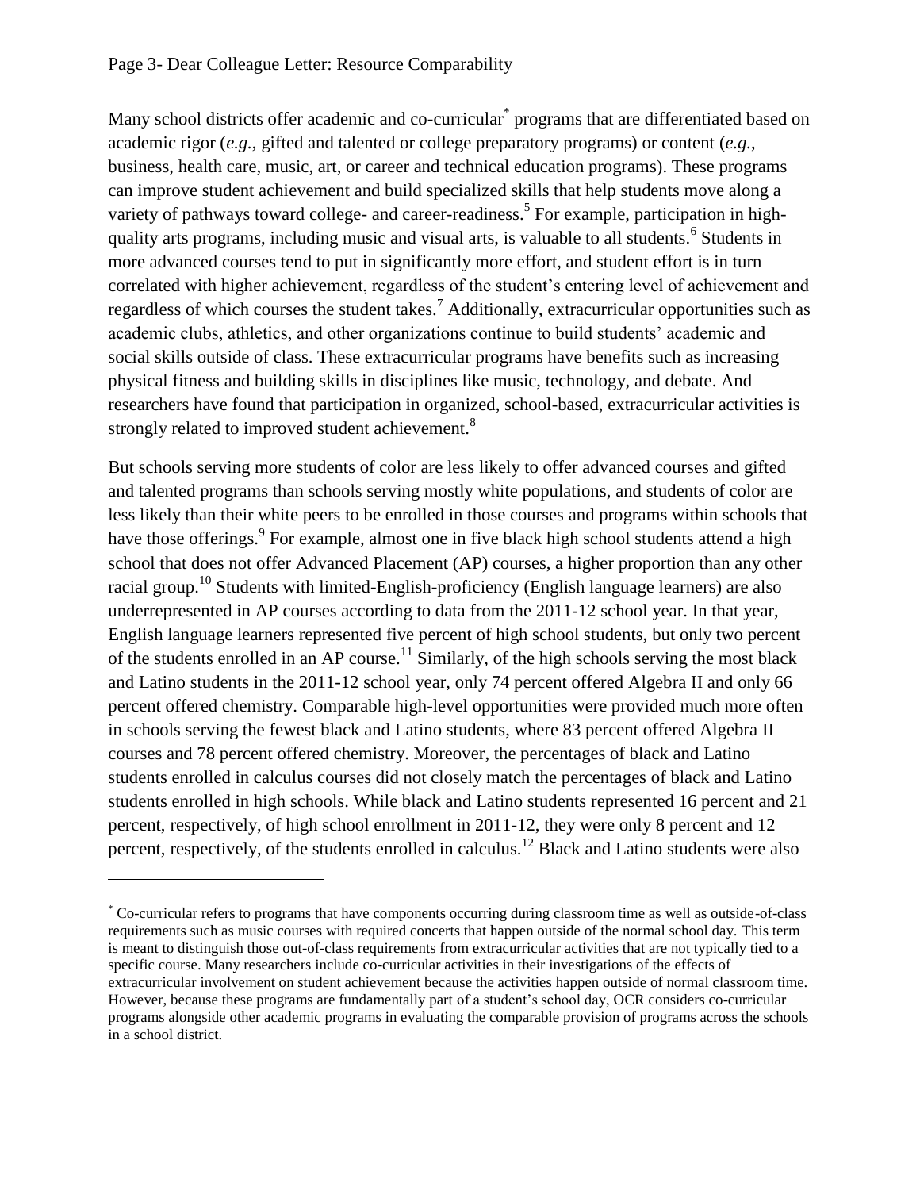Many school districts offer academic and co-curricular[*] programs that are differentiated based on academic rigor (*e.g.*, gifted and talented or college preparatory programs) or content (*e.g.*, business, health care, music, art, or career and technical education programs). These programs can improve student achievement and build specialized skills that help students move along a variety of pathways toward college- and career-readiness.[5] For example, participation in high-quality arts programs, including music and visual arts, is valuable to all students.[6] Students in more advanced courses tend to put in significantly more effort, and student effort is in turn correlated with higher achievement, regardless of the student's entering level of achievement and regardless of which courses the student takes.[7] Additionally, extracurricular opportunities such as academic clubs, athletics, and other organizations continue to build students' academic and social skills outside of class. These extracurricular programs have benefits such as increasing physical fitness and building skills in disciplines like music, technology, and debate. And researchers have found that participation in organized, school-based, extracurricular activities is strongly related to improved student achievement.[8]

But schools serving more students of color are less likely to offer advanced courses and gifted and talented programs than schools serving mostly white populations, and students of color are less likely than their white peers to be enrolled in those courses and programs within schools that have those offerings.[9] For example, almost one in five black high school students attend a high school that does not offer Advanced Placement (AP) courses, a higher proportion than any other racial group.[10] Students with limited-English-proficiency (English language learners) are also underrepresented in AP courses according to data from the 2011-12 school year. In that year, English language learners represented five percent of high school students, but only two percent of the students enrolled in an AP course.[11] Similarly, of the high schools serving the most black and Latino students in the 2011-12 school year, only 74 percent offered Algebra II and only 66 percent offered chemistry. Comparable high-level opportunities were provided much more often in schools serving the fewest black and Latino students, where 83 percent offered Algebra II courses and 78 percent offered chemistry. Moreover, the percentages of black and Latino students enrolled in calculus courses did not closely match the percentages of black and Latino students enrolled in high schools. While black and Latino students represented 16 percent and 21 percent, respectively, of high school enrollment in 2011-12, they were only 8 percent and 12 percent, respectively, of the students enrolled in calculus.[12] Black and Latino students were also

---

[*] Co-curricular refers to programs that have components occurring during classroom time as well as outside-of-class requirements such as music courses with required concerts that happen outside of the normal school day. This term is meant to distinguish those out-of-class requirements from extracurricular activities that are not typically tied to a specific course. Many researchers include co-curricular activities in their investigations of the effects of extracurricular involvement on student achievement because the activities happen outside of normal classroom time. However, because these programs are fundamentally part of a student's school day, OCR considers co-curricular programs alongside other academic programs in evaluating the comparable provision of programs across the schools in a school district.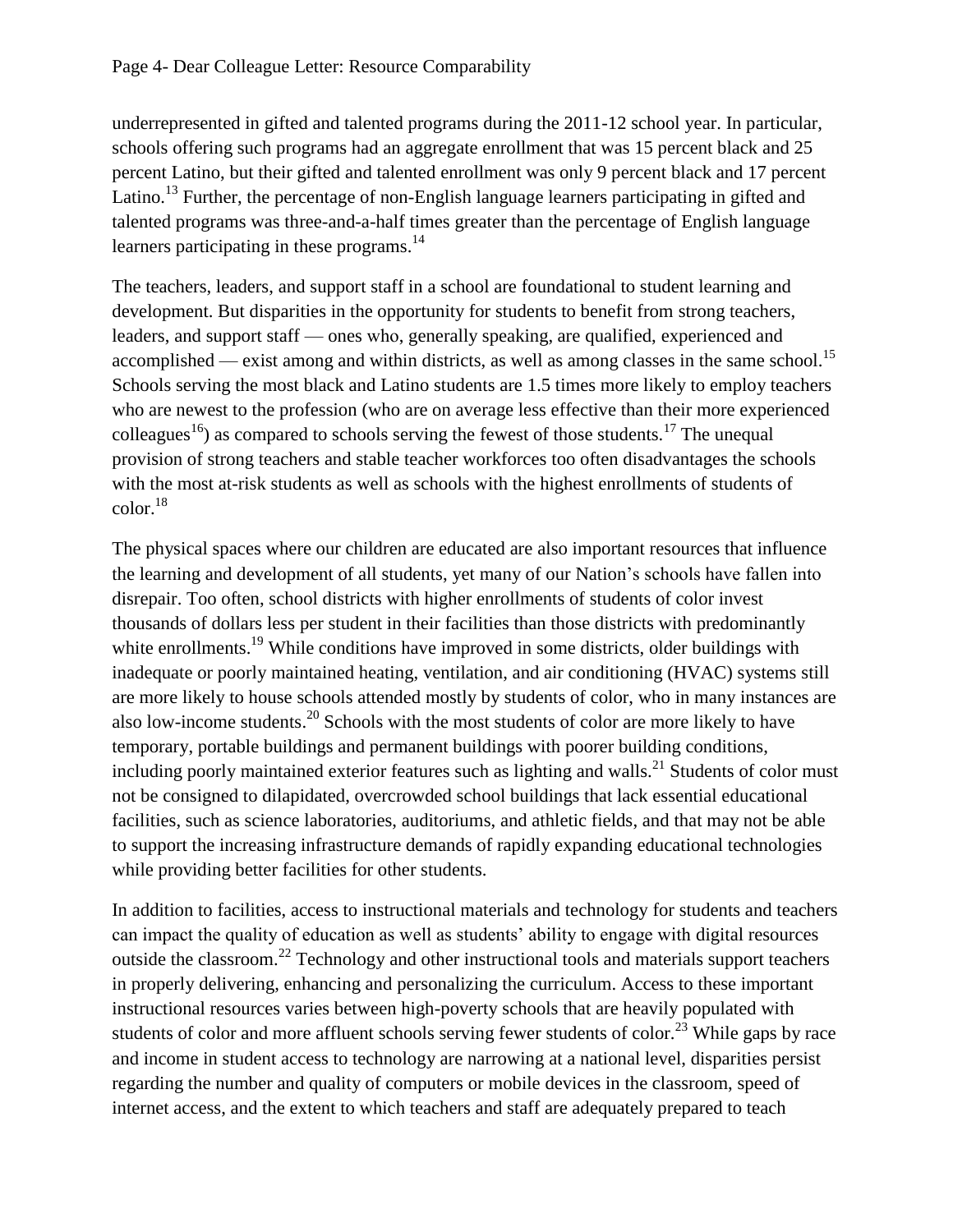underrepresented in gifted and talented programs during the 2011-12 school year. In particular, schools offering such programs had an aggregate enrollment that was 15 percent black and 25 percent Latino, but their gifted and talented enrollment was only 9 percent black and 17 percent Latino.[13] Further, the percentage of non-English language learners participating in gifted and talented programs was three-and-a-half times greater than the percentage of English language learners participating in these programs.[14]

The teachers, leaders, and support staff in a school are foundational to student learning and development. But disparities in the opportunity for students to benefit from strong teachers, leaders, and support staff — ones who, generally speaking, are qualified, experienced and accomplished — exist among and within districts, as well as among classes in the same school.[15] Schools serving the most black and Latino students are 1.5 times more likely to employ teachers who are newest to the profession (who are on average less effective than their more experienced colleagues[16]) as compared to schools serving the fewest of those students.[17] The unequal provision of strong teachers and stable teacher workforces too often disadvantages the schools with the most at-risk students as well as schools with the highest enrollments of students of color.[18]

The physical spaces where our children are educated are also important resources that influence the learning and development of all students, yet many of our Nation's schools have fallen into disrepair. Too often, school districts with higher enrollments of students of color invest thousands of dollars less per student in their facilities than those districts with predominantly white enrollments.[19] While conditions have improved in some districts, older buildings with inadequate or poorly maintained heating, ventilation, and air conditioning (HVAC) systems still are more likely to house schools attended mostly by students of color, who in many instances are also low-income students.[20] Schools with the most students of color are more likely to have temporary, portable buildings and permanent buildings with poorer building conditions, including poorly maintained exterior features such as lighting and walls.[21] Students of color must not be consigned to dilapidated, overcrowded school buildings that lack essential educational facilities, such as science laboratories, auditoriums, and athletic fields, and that may not be able to support the increasing infrastructure demands of rapidly expanding educational technologies while providing better facilities for other students.

In addition to facilities, access to instructional materials and technology for students and teachers can impact the quality of education as well as students' ability to engage with digital resources outside the classroom.[22] Technology and other instructional tools and materials support teachers in properly delivering, enhancing and personalizing the curriculum. Access to these important instructional resources varies between high-poverty schools that are heavily populated with students of color and more affluent schools serving fewer students of color.[23] While gaps by race and income in student access to technology are narrowing at a national level, disparities persist regarding the number and quality of computers or mobile devices in the classroom, speed of internet access, and the extent to which teachers and staff are adequately prepared to teach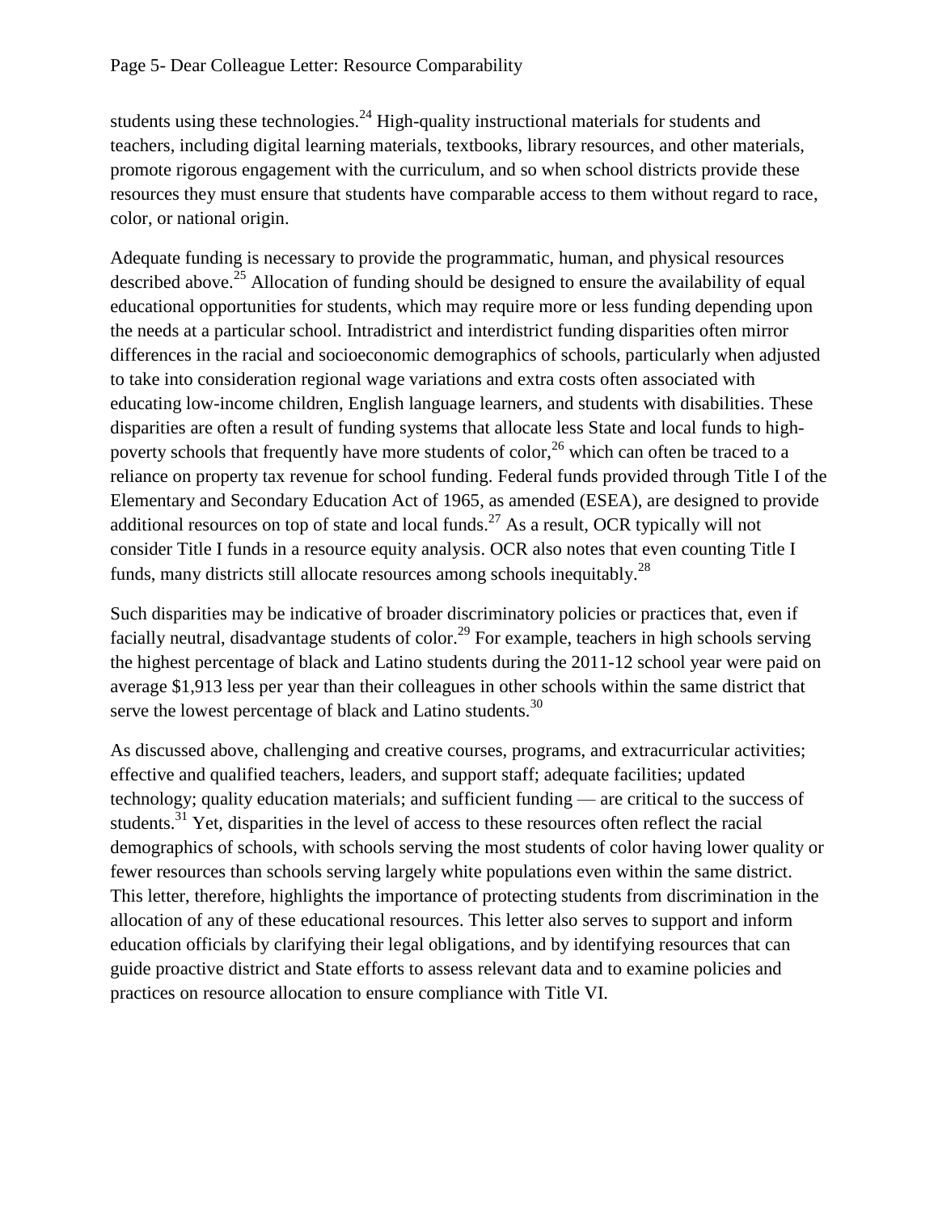students using these technologies.[24] High-quality instructional materials for students and teachers, including digital learning materials, textbooks, library resources, and other materials, promote rigorous engagement with the curriculum, and so when school districts provide these resources they must ensure that students have comparable access to them without regard to race, color, or national origin.

Adequate funding is necessary to provide the programmatic, human, and physical resources described above.[25] Allocation of funding should be designed to ensure the availability of equal educational opportunities for students, which may require more or less funding depending upon the needs at a particular school. Intradistrict and interdistrict funding disparities often mirror differences in the racial and socioeconomic demographics of schools, particularly when adjusted to take into consideration regional wage variations and extra costs often associated with educating low-income children, English language learners, and students with disabilities. These disparities are often a result of funding systems that allocate less State and local funds to high-poverty schools that frequently have more students of color,[26] which can often be traced to a reliance on property tax revenue for school funding. Federal funds provided through Title I of the Elementary and Secondary Education Act of 1965, as amended (ESEA), are designed to provide additional resources on top of state and local funds.[27] As a result, OCR typically will not consider Title I funds in a resource equity analysis. OCR also notes that even counting Title I funds, many districts still allocate resources among schools inequitably.[28]

Such disparities may be indicative of broader discriminatory policies or practices that, even if facially neutral, disadvantage students of color.[29] For example, teachers in high schools serving the highest percentage of black and Latino students during the 2011-12 school year were paid on average $1,913 less per year than their colleagues in other schools within the same district that serve the lowest percentage of black and Latino students.[30]

As discussed above, challenging and creative courses, programs, and extracurricular activities; effective and qualified teachers, leaders, and support staff; adequate facilities; updated technology; quality education materials; and sufficient funding — are critical to the success of students.[31] Yet, disparities in the level of access to these resources often reflect the racial demographics of schools, with schools serving the most students of color having lower quality or fewer resources than schools serving largely white populations even within the same district. This letter, therefore, highlights the importance of protecting students from discrimination in the allocation of any of these educational resources. This letter also serves to support and inform education officials by clarifying their legal obligations, and by identifying resources that can guide proactive district and State efforts to assess relevant data and to examine policies and practices on resource allocation to ensure compliance with Title VI.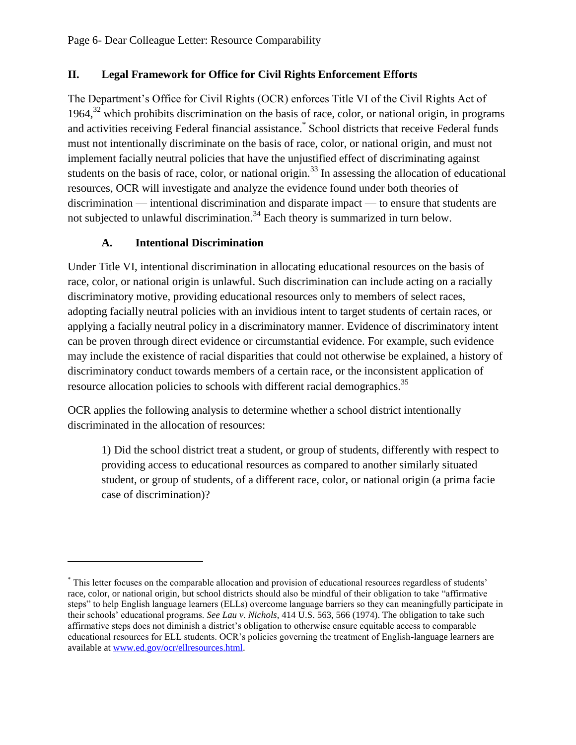## II. Legal Framework for Office for Civil Rights Enforcement Efforts

The Department's Office for Civil Rights (OCR) enforces Title VI of the Civil Rights Act of 1964,[32] which prohibits discrimination on the basis of race, color, or national origin, in programs and activities receiving Federal financial assistance.[*] School districts that receive Federal funds must not intentionally discriminate on the basis of race, color, or national origin, and must not implement facially neutral policies that have the unjustified effect of discriminating against students on the basis of race, color, or national origin.[33] In assessing the allocation of educational resources, OCR will investigate and analyze the evidence found under both theories of discrimination — intentional discrimination and disparate impact — to ensure that students are not subjected to unlawful discrimination.[34] Each theory is summarized in turn below.

### A. Intentional Discrimination

Under Title VI, intentional discrimination in allocating educational resources on the basis of race, color, or national origin is unlawful. Such discrimination can include acting on a racially discriminatory motive, providing educational resources only to members of select races, adopting facially neutral policies with an invidious intent to target students of certain races, or applying a facially neutral policy in a discriminatory manner. Evidence of discriminatory intent can be proven through direct evidence or circumstantial evidence. For example, such evidence may include the existence of racial disparities that could not otherwise be explained, a history of discriminatory conduct towards members of a certain race, or the inconsistent application of resource allocation policies to schools with different racial demographics.[35]

OCR applies the following analysis to determine whether a school district intentionally discriminated in the allocation of resources:

> 1) Did the school district treat a student, or group of students, differently with respect to providing access to educational resources as compared to another similarly situated student, or group of students, of a different race, color, or national origin (a prima facie case of discrimination)?

---

[*] This letter focuses on the comparable allocation and provision of educational resources regardless of students' race, color, or national origin, but school districts should also be mindful of their obligation to take "affirmative steps" to help English language learners (ELLs) overcome language barriers so they can meaningfully participate in their schools' educational programs. *See Lau v. Nichols*, 414 U.S. 563, 566 (1974). The obligation to take such affirmative steps does not diminish a district's obligation to otherwise ensure equitable access to comparable educational resources for ELL students. OCR's policies governing the treatment of English-language learners are available at www.ed.gov/ocr/ellresources.html.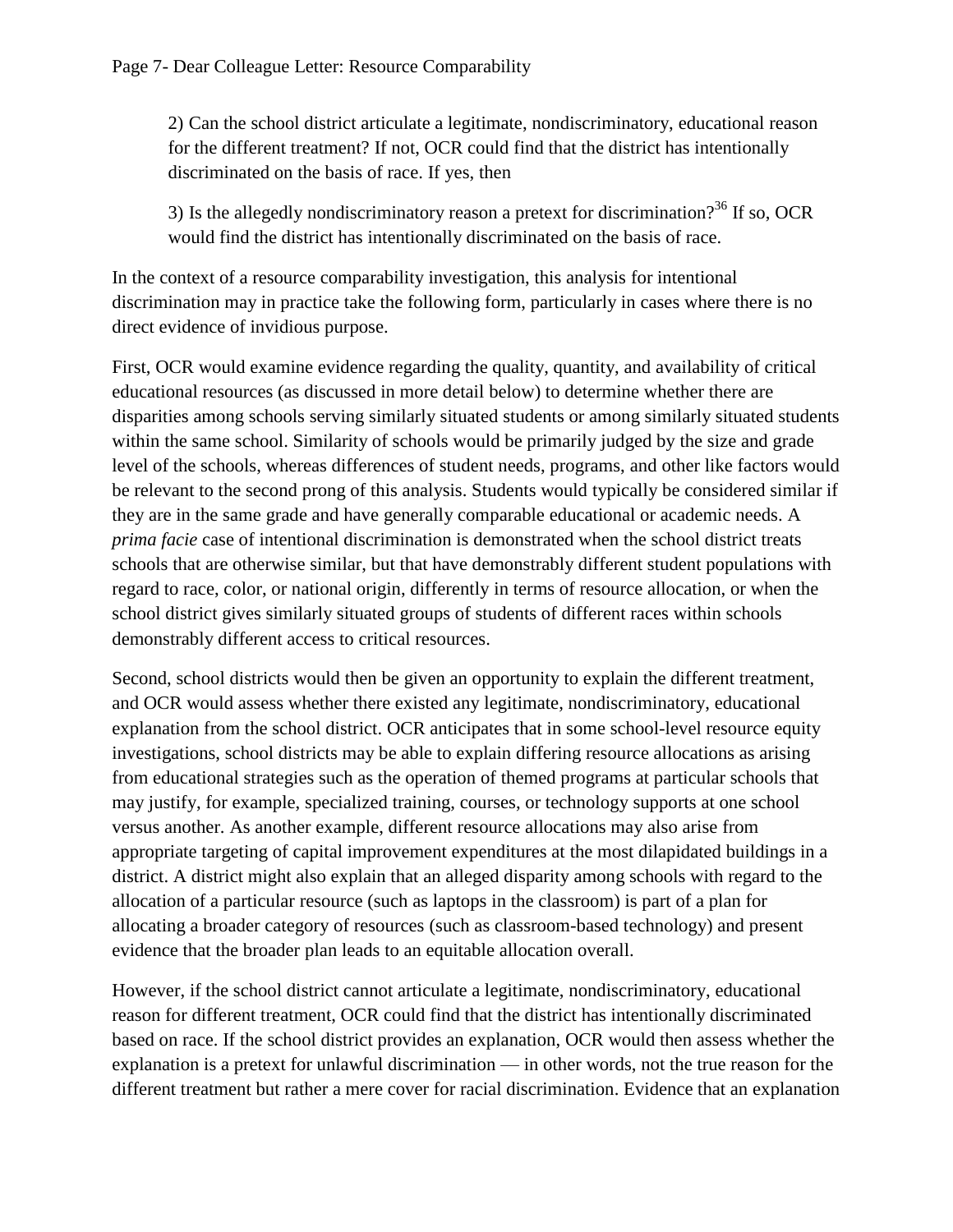2) Can the school district articulate a legitimate, nondiscriminatory, educational reason for the different treatment? If not, OCR could find that the district has intentionally discriminated on the basis of race. If yes, then

3) Is the allegedly nondiscriminatory reason a pretext for discrimination?[36] If so, OCR would find the district has intentionally discriminated on the basis of race.

In the context of a resource comparability investigation, this analysis for intentional discrimination may in practice take the following form, particularly in cases where there is no direct evidence of invidious purpose.

First, OCR would examine evidence regarding the quality, quantity, and availability of critical educational resources (as discussed in more detail below) to determine whether there are disparities among schools serving similarly situated students or among similarly situated students within the same school. Similarity of schools would be primarily judged by the size and grade level of the schools, whereas differences of student needs, programs, and other like factors would be relevant to the second prong of this analysis. Students would typically be considered similar if they are in the same grade and have generally comparable educational or academic needs. A *prima facie* case of intentional discrimination is demonstrated when the school district treats schools that are otherwise similar, but that have demonstrably different student populations with regard to race, color, or national origin, differently in terms of resource allocation, or when the school district gives similarly situated groups of students of different races within schools demonstrably different access to critical resources.

Second, school districts would then be given an opportunity to explain the different treatment, and OCR would assess whether there existed any legitimate, nondiscriminatory, educational explanation from the school district. OCR anticipates that in some school-level resource equity investigations, school districts may be able to explain differing resource allocations as arising from educational strategies such as the operation of themed programs at particular schools that may justify, for example, specialized training, courses, or technology supports at one school versus another. As another example, different resource allocations may also arise from appropriate targeting of capital improvement expenditures at the most dilapidated buildings in a district. A district might also explain that an alleged disparity among schools with regard to the allocation of a particular resource (such as laptops in the classroom) is part of a plan for allocating a broader category of resources (such as classroom-based technology) and present evidence that the broader plan leads to an equitable allocation overall.

However, if the school district cannot articulate a legitimate, nondiscriminatory, educational reason for different treatment, OCR could find that the district has intentionally discriminated based on race. If the school district provides an explanation, OCR would then assess whether the explanation is a pretext for unlawful discrimination — in other words, not the true reason for the different treatment but rather a mere cover for racial discrimination. Evidence that an explanation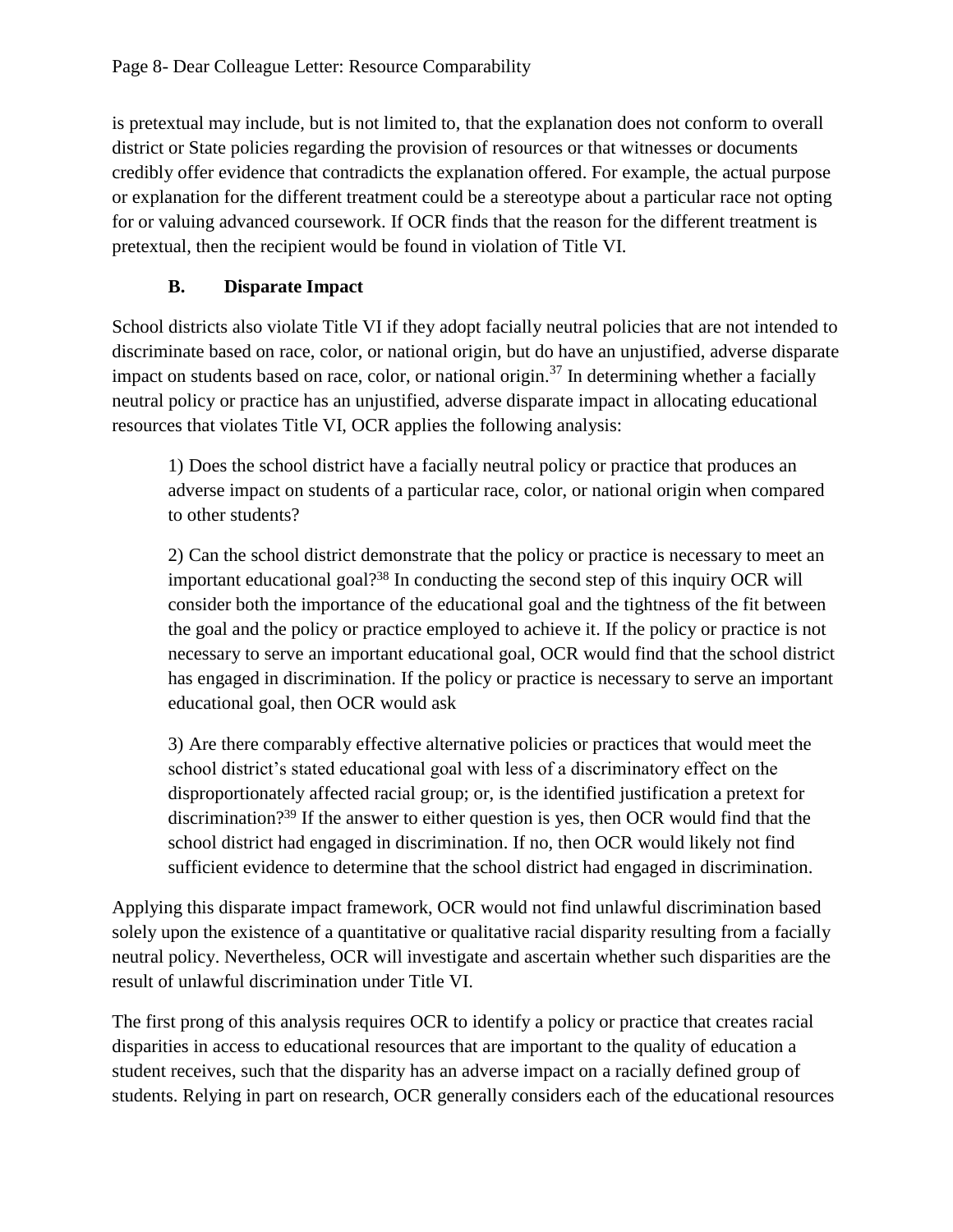is pretextual may include, but is not limited to, that the explanation does not conform to overall district or State policies regarding the provision of resources or that witnesses or documents credibly offer evidence that contradicts the explanation offered. For example, the actual purpose or explanation for the different treatment could be a stereotype about a particular race not opting for or valuing advanced coursework. If OCR finds that the reason for the different treatment is pretextual, then the recipient would be found in violation of Title VI.

### B. Disparate Impact

School districts also violate Title VI if they adopt facially neutral policies that are not intended to discriminate based on race, color, or national origin, but do have an unjustified, adverse disparate impact on students based on race, color, or national origin.[37] In determining whether a facially neutral policy or practice has an unjustified, adverse disparate impact in allocating educational resources that violates Title VI, OCR applies the following analysis:

> 1) Does the school district have a facially neutral policy or practice that produces an adverse impact on students of a particular race, color, or national origin when compared to other students?
>
> 2) Can the school district demonstrate that the policy or practice is necessary to meet an important educational goal?[38] In conducting the second step of this inquiry OCR will consider both the importance of the educational goal and the tightness of the fit between the goal and the policy or practice employed to achieve it. If the policy or practice is not necessary to serve an important educational goal, OCR would find that the school district has engaged in discrimination. If the policy or practice is necessary to serve an important educational goal, then OCR would ask
>
> 3) Are there comparably effective alternative policies or practices that would meet the school district's stated educational goal with less of a discriminatory effect on the disproportionately affected racial group; or, is the identified justification a pretext for discrimination?[39] If the answer to either question is yes, then OCR would find that the school district had engaged in discrimination. If no, then OCR would likely not find sufficient evidence to determine that the school district had engaged in discrimination.

Applying this disparate impact framework, OCR would not find unlawful discrimination based solely upon the existence of a quantitative or qualitative racial disparity resulting from a facially neutral policy. Nevertheless, OCR will investigate and ascertain whether such disparities are the result of unlawful discrimination under Title VI.

The first prong of this analysis requires OCR to identify a policy or practice that creates racial disparities in access to educational resources that are important to the quality of education a student receives, such that the disparity has an adverse impact on a racially defined group of students. Relying in part on research, OCR generally considers each of the educational resources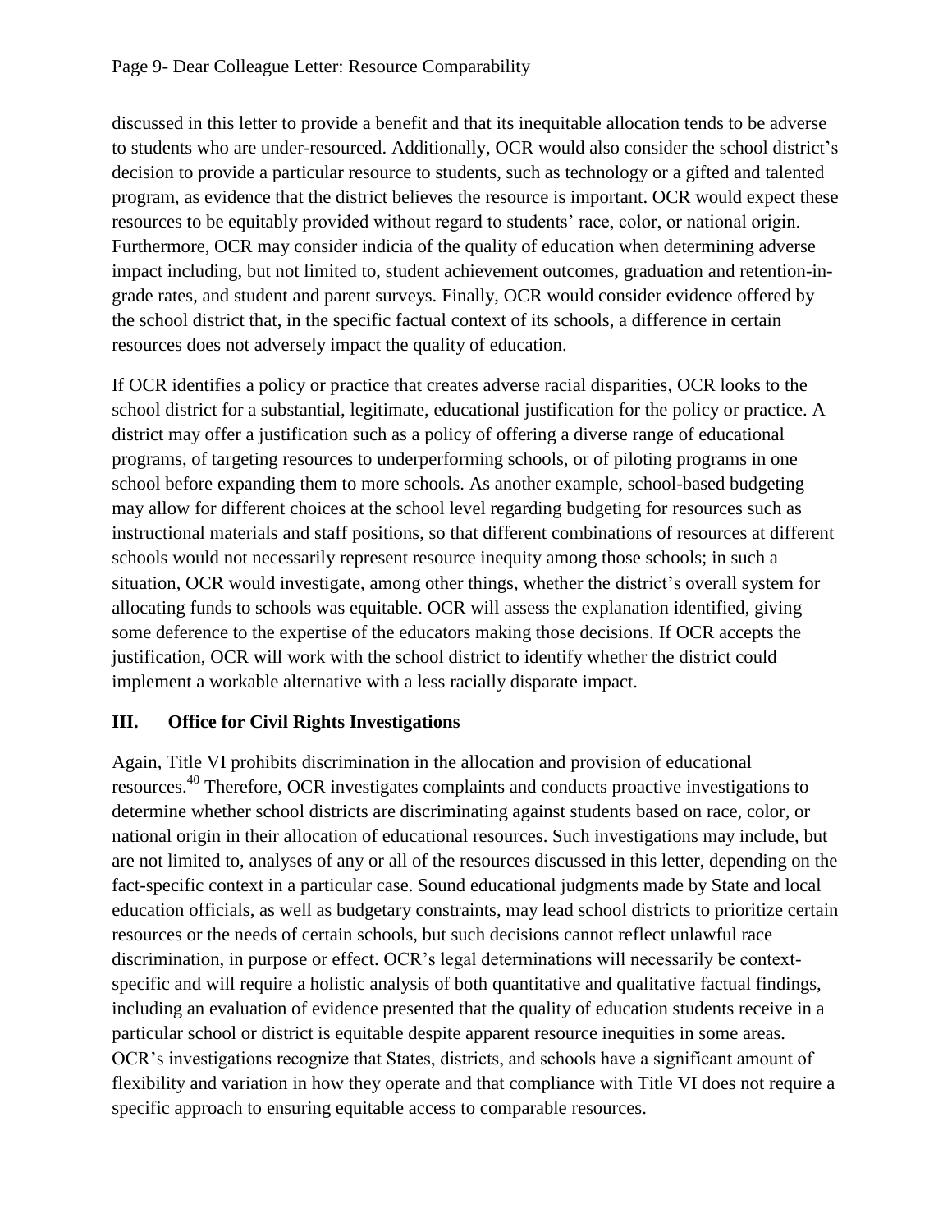discussed in this letter to provide a benefit and that its inequitable allocation tends to be adverse to students who are under-resourced. Additionally, OCR would also consider the school district's decision to provide a particular resource to students, such as technology or a gifted and talented program, as evidence that the district believes the resource is important. OCR would expect these resources to be equitably provided without regard to students' race, color, or national origin. Furthermore, OCR may consider indicia of the quality of education when determining adverse impact including, but not limited to, student achievement outcomes, graduation and retention-in-grade rates, and student and parent surveys. Finally, OCR would consider evidence offered by the school district that, in the specific factual context of its schools, a difference in certain resources does not adversely impact the quality of education.

If OCR identifies a policy or practice that creates adverse racial disparities, OCR looks to the school district for a substantial, legitimate, educational justification for the policy or practice. A district may offer a justification such as a policy of offering a diverse range of educational programs, of targeting resources to underperforming schools, or of piloting programs in one school before expanding them to more schools. As another example, school-based budgeting may allow for different choices at the school level regarding budgeting for resources such as instructional materials and staff positions, so that different combinations of resources at different schools would not necessarily represent resource inequity among those schools; in such a situation, OCR would investigate, among other things, whether the district's overall system for allocating funds to schools was equitable. OCR will assess the explanation identified, giving some deference to the expertise of the educators making those decisions. If OCR accepts the justification, OCR will work with the school district to identify whether the district could implement a workable alternative with a less racially disparate impact.

## III. Office for Civil Rights Investigations

Again, Title VI prohibits discrimination in the allocation and provision of educational resources.[40] Therefore, OCR investigates complaints and conducts proactive investigations to determine whether school districts are discriminating against students based on race, color, or national origin in their allocation of educational resources. Such investigations may include, but are not limited to, analyses of any or all of the resources discussed in this letter, depending on the fact-specific context in a particular case. Sound educational judgments made by State and local education officials, as well as budgetary constraints, may lead school districts to prioritize certain resources or the needs of certain schools, but such decisions cannot reflect unlawful race discrimination, in purpose or effect. OCR's legal determinations will necessarily be context-specific and will require a holistic analysis of both quantitative and qualitative factual findings, including an evaluation of evidence presented that the quality of education students receive in a particular school or district is equitable despite apparent resource inequities in some areas. OCR's investigations recognize that States, districts, and schools have a significant amount of flexibility and variation in how they operate and that compliance with Title VI does not require a specific approach to ensuring equitable access to comparable resources.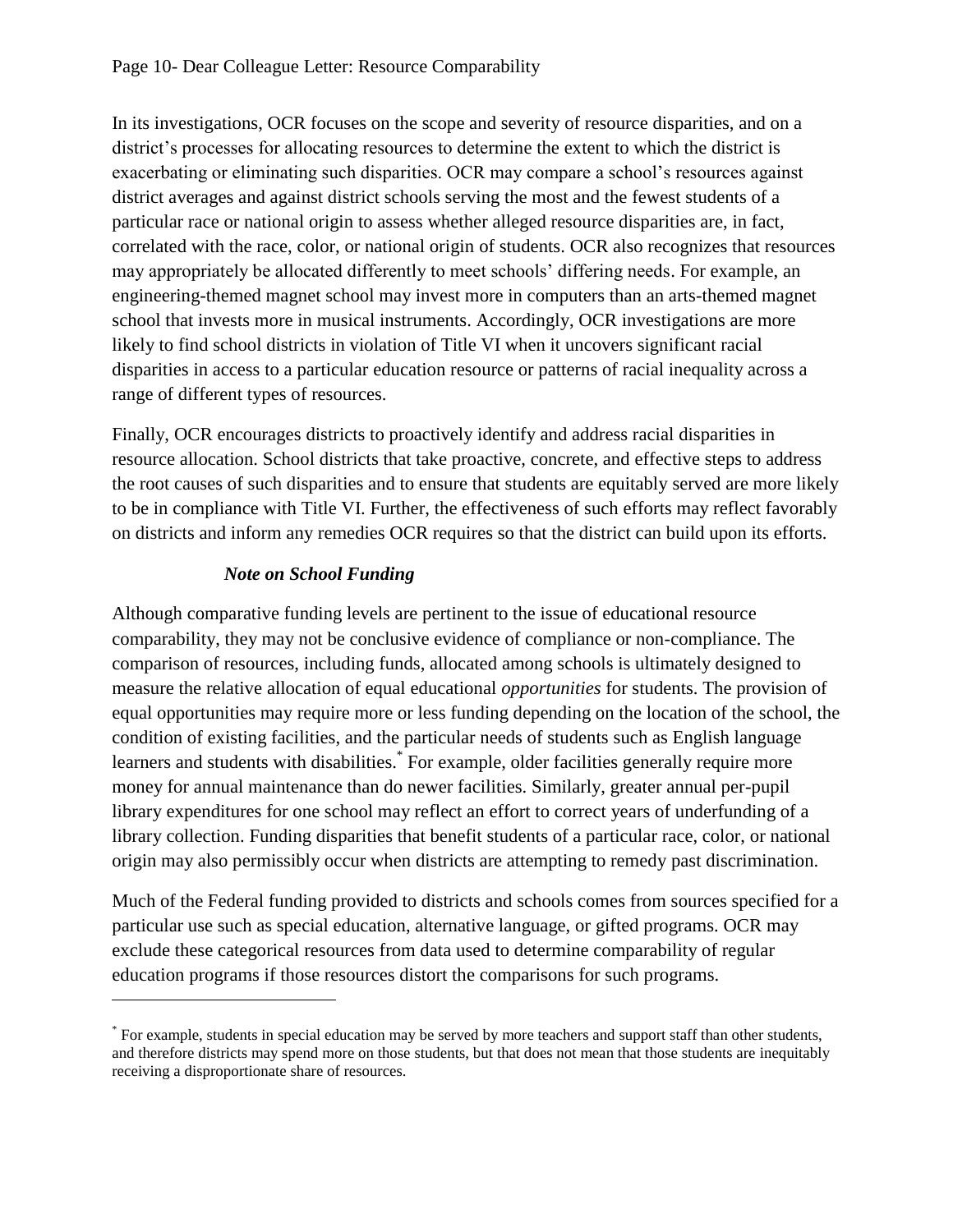In its investigations, OCR focuses on the scope and severity of resource disparities, and on a district's processes for allocating resources to determine the extent to which the district is exacerbating or eliminating such disparities. OCR may compare a school's resources against district averages and against district schools serving the most and the fewest students of a particular race or national origin to assess whether alleged resource disparities are, in fact, correlated with the race, color, or national origin of students. OCR also recognizes that resources may appropriately be allocated differently to meet schools' differing needs. For example, an engineering-themed magnet school may invest more in computers than an arts-themed magnet school that invests more in musical instruments. Accordingly, OCR investigations are more likely to find school districts in violation of Title VI when it uncovers significant racial disparities in access to a particular education resource or patterns of racial inequality across a range of different types of resources.

Finally, OCR encourages districts to proactively identify and address racial disparities in resource allocation. School districts that take proactive, concrete, and effective steps to address the root causes of such disparities and to ensure that students are equitably served are more likely to be in compliance with Title VI. Further, the effectiveness of such efforts may reflect favorably on districts and inform any remedies OCR requires so that the district can build upon its efforts.

### *Note on School Funding*

Although comparative funding levels are pertinent to the issue of educational resource comparability, they may not be conclusive evidence of compliance or non-compliance. The comparison of resources, including funds, allocated among schools is ultimately designed to measure the relative allocation of equal educational *opportunities* for students. The provision of equal opportunities may require more or less funding depending on the location of the school, the condition of existing facilities, and the particular needs of students such as English language learners and students with disabilities.[*] For example, older facilities generally require more money for annual maintenance than do newer facilities. Similarly, greater annual per-pupil library expenditures for one school may reflect an effort to correct years of underfunding of a library collection. Funding disparities that benefit students of a particular race, color, or national origin may also permissibly occur when districts are attempting to remedy past discrimination.

Much of the Federal funding provided to districts and schools comes from sources specified for a particular use such as special education, alternative language, or gifted programs. OCR may exclude these categorical resources from data used to determine comparability of regular education programs if those resources distort the comparisons for such programs.

---

[*] For example, students in special education may be served by more teachers and support staff than other students, and therefore districts may spend more on those students, but that does not mean that those students are inequitably receiving a disproportionate share of resources.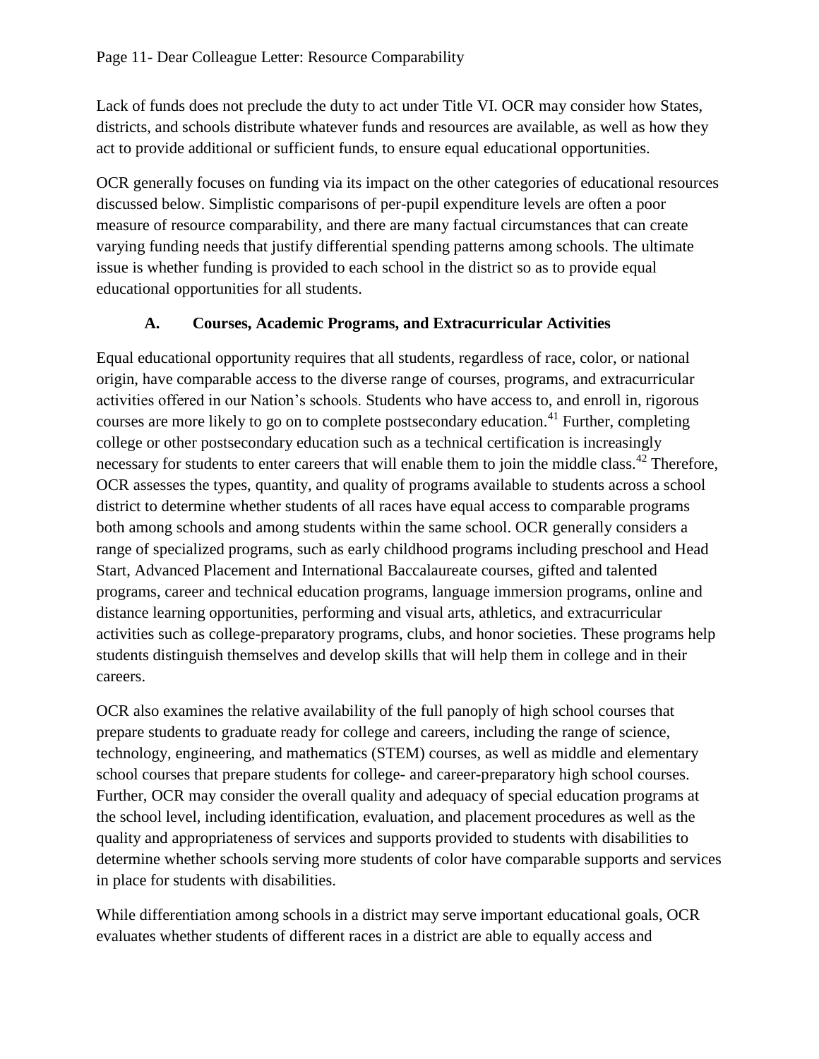Lack of funds does not preclude the duty to act under Title VI. OCR may consider how States, districts, and schools distribute whatever funds and resources are available, as well as how they act to provide additional or sufficient funds, to ensure equal educational opportunities.

OCR generally focuses on funding via its impact on the other categories of educational resources discussed below. Simplistic comparisons of per-pupil expenditure levels are often a poor measure of resource comparability, and there are many factual circumstances that can create varying funding needs that justify differential spending patterns among schools. The ultimate issue is whether funding is provided to each school in the district so as to provide equal educational opportunities for all students.

### A. Courses, Academic Programs, and Extracurricular Activities

Equal educational opportunity requires that all students, regardless of race, color, or national origin, have comparable access to the diverse range of courses, programs, and extracurricular activities offered in our Nation's schools. Students who have access to, and enroll in, rigorous courses are more likely to go on to complete postsecondary education.[41] Further, completing college or other postsecondary education such as a technical certification is increasingly necessary for students to enter careers that will enable them to join the middle class.[42] Therefore, OCR assesses the types, quantity, and quality of programs available to students across a school district to determine whether students of all races have equal access to comparable programs both among schools and among students within the same school. OCR generally considers a range of specialized programs, such as early childhood programs including preschool and Head Start, Advanced Placement and International Baccalaureate courses, gifted and talented programs, career and technical education programs, language immersion programs, online and distance learning opportunities, performing and visual arts, athletics, and extracurricular activities such as college-preparatory programs, clubs, and honor societies. These programs help students distinguish themselves and develop skills that will help them in college and in their careers.

OCR also examines the relative availability of the full panoply of high school courses that prepare students to graduate ready for college and careers, including the range of science, technology, engineering, and mathematics (STEM) courses, as well as middle and elementary school courses that prepare students for college- and career-preparatory high school courses. Further, OCR may consider the overall quality and adequacy of special education programs at the school level, including identification, evaluation, and placement procedures as well as the quality and appropriateness of services and supports provided to students with disabilities to determine whether schools serving more students of color have comparable supports and services in place for students with disabilities.

While differentiation among schools in a district may serve important educational goals, OCR evaluates whether students of different races in a district are able to equally access and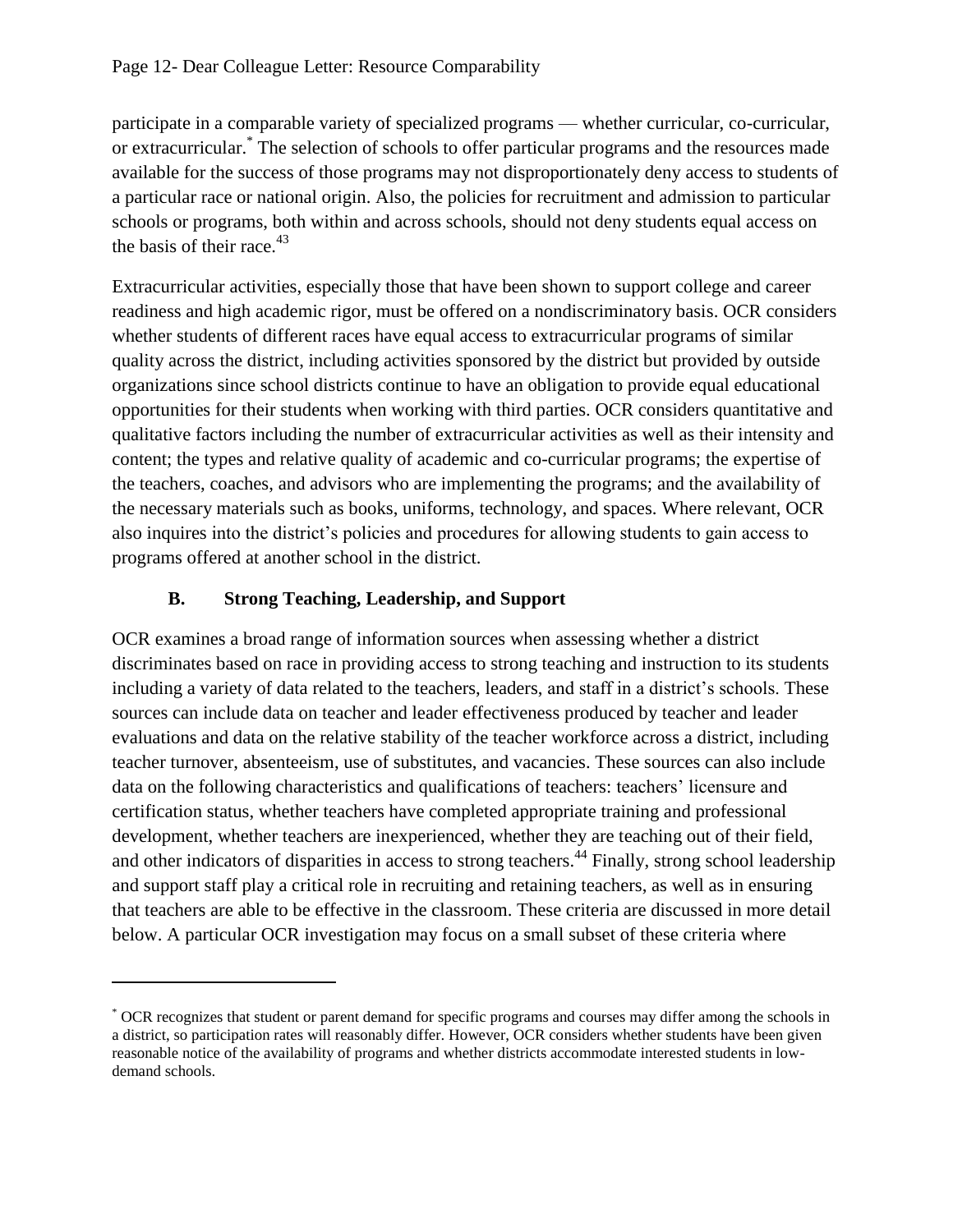participate in a comparable variety of specialized programs — whether curricular, co-curricular, or extracurricular.[*] The selection of schools to offer particular programs and the resources made available for the success of those programs may not disproportionately deny access to students of a particular race or national origin. Also, the policies for recruitment and admission to particular schools or programs, both within and across schools, should not deny students equal access on the basis of their race.[43]

Extracurricular activities, especially those that have been shown to support college and career readiness and high academic rigor, must be offered on a nondiscriminatory basis. OCR considers whether students of different races have equal access to extracurricular programs of similar quality across the district, including activities sponsored by the district but provided by outside organizations since school districts continue to have an obligation to provide equal educational opportunities for their students when working with third parties. OCR considers quantitative and qualitative factors including the number of extracurricular activities as well as their intensity and content; the types and relative quality of academic and co-curricular programs; the expertise of the teachers, coaches, and advisors who are implementing the programs; and the availability of the necessary materials such as books, uniforms, technology, and spaces. Where relevant, OCR also inquires into the district's policies and procedures for allowing students to gain access to programs offered at another school in the district.

### B. Strong Teaching, Leadership, and Support

OCR examines a broad range of information sources when assessing whether a district discriminates based on race in providing access to strong teaching and instruction to its students including a variety of data related to the teachers, leaders, and staff in a district's schools. These sources can include data on teacher and leader effectiveness produced by teacher and leader evaluations and data on the relative stability of the teacher workforce across a district, including teacher turnover, absenteeism, use of substitutes, and vacancies. These sources can also include data on the following characteristics and qualifications of teachers: teachers' licensure and certification status, whether teachers have completed appropriate training and professional development, whether teachers are inexperienced, whether they are teaching out of their field, and other indicators of disparities in access to strong teachers.[44] Finally, strong school leadership and support staff play a critical role in recruiting and retaining teachers, as well as in ensuring that teachers are able to be effective in the classroom. These criteria are discussed in more detail below. A particular OCR investigation may focus on a small subset of these criteria where

---

[*] OCR recognizes that student or parent demand for specific programs and courses may differ among the schools in a district, so participation rates will reasonably differ. However, OCR considers whether students have been given reasonable notice of the availability of programs and whether districts accommodate interested students in low-demand schools.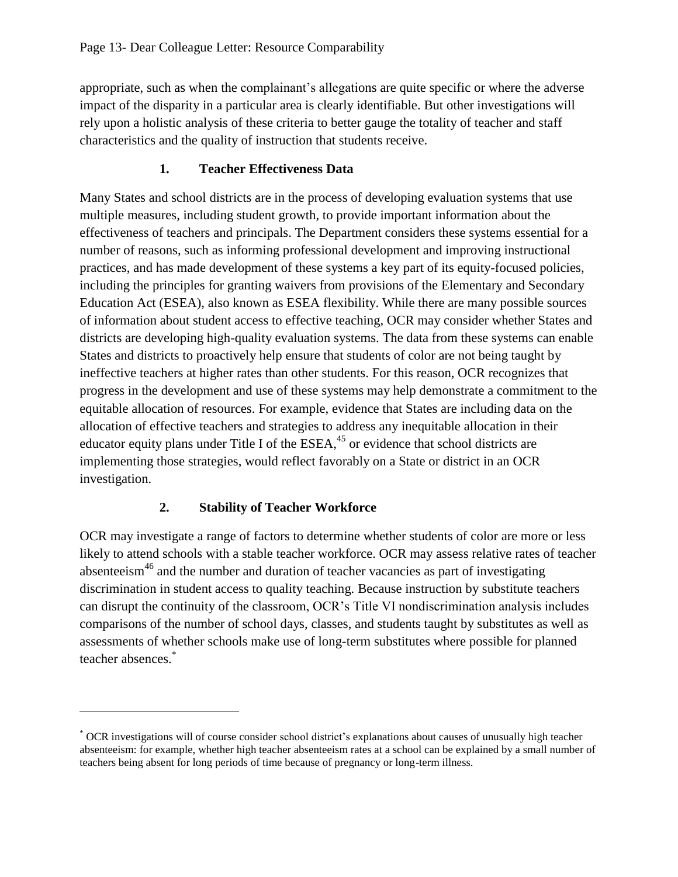appropriate, such as when the complainant's allegations are quite specific or where the adverse impact of the disparity in a particular area is clearly identifiable. But other investigations will rely upon a holistic analysis of these criteria to better gauge the totality of teacher and staff characteristics and the quality of instruction that students receive.

### 1. Teacher Effectiveness Data

Many States and school districts are in the process of developing evaluation systems that use multiple measures, including student growth, to provide important information about the effectiveness of teachers and principals. The Department considers these systems essential for a number of reasons, such as informing professional development and improving instructional practices, and has made development of these systems a key part of its equity-focused policies, including the principles for granting waivers from provisions of the Elementary and Secondary Education Act (ESEA), also known as ESEA flexibility. While there are many possible sources of information about student access to effective teaching, OCR may consider whether States and districts are developing high-quality evaluation systems. The data from these systems can enable States and districts to proactively help ensure that students of color are not being taught by ineffective teachers at higher rates than other students. For this reason, OCR recognizes that progress in the development and use of these systems may help demonstrate a commitment to the equitable allocation of resources. For example, evidence that States are including data on the allocation of effective teachers and strategies to address any inequitable allocation in their educator equity plans under Title I of the ESEA,[45] or evidence that school districts are implementing those strategies, would reflect favorably on a State or district in an OCR investigation.

### 2. Stability of Teacher Workforce

OCR may investigate a range of factors to determine whether students of color are more or less likely to attend schools with a stable teacher workforce. OCR may assess relative rates of teacher absenteeism[46] and the number and duration of teacher vacancies as part of investigating discrimination in student access to quality teaching. Because instruction by substitute teachers can disrupt the continuity of the classroom, OCR's Title VI nondiscrimination analysis includes comparisons of the number of school days, classes, and students taught by substitutes as well as assessments of whether schools make use of long-term substitutes where possible for planned teacher absences.[*]

---

[*] OCR investigations will of course consider school district's explanations about causes of unusually high teacher absenteeism: for example, whether high teacher absenteeism rates at a school can be explained by a small number of teachers being absent for long periods of time because of pregnancy or long-term illness.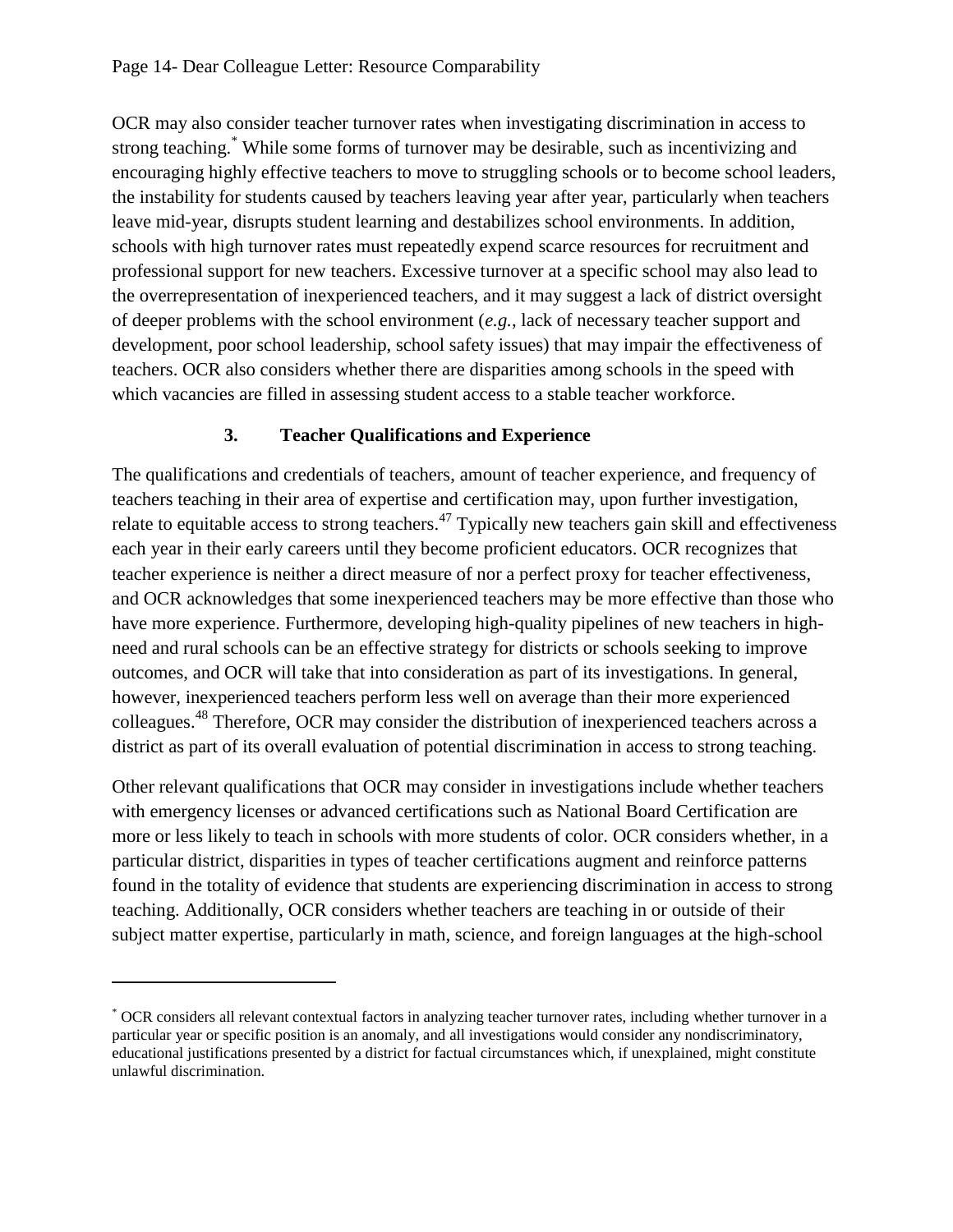OCR may also consider teacher turnover rates when investigating discrimination in access to strong teaching.[*] While some forms of turnover may be desirable, such as incentivizing and encouraging highly effective teachers to move to struggling schools or to become school leaders, the instability for students caused by teachers leaving year after year, particularly when teachers leave mid-year, disrupts student learning and destabilizes school environments. In addition, schools with high turnover rates must repeatedly expend scarce resources for recruitment and professional support for new teachers. Excessive turnover at a specific school may also lead to the overrepresentation of inexperienced teachers, and it may suggest a lack of district oversight of deeper problems with the school environment (*e.g.*, lack of necessary teacher support and development, poor school leadership, school safety issues) that may impair the effectiveness of teachers. OCR also considers whether there are disparities among schools in the speed with which vacancies are filled in assessing student access to a stable teacher workforce.

### 3. Teacher Qualifications and Experience

The qualifications and credentials of teachers, amount of teacher experience, and frequency of teachers teaching in their area of expertise and certification may, upon further investigation, relate to equitable access to strong teachers.[47] Typically new teachers gain skill and effectiveness each year in their early careers until they become proficient educators. OCR recognizes that teacher experience is neither a direct measure of nor a perfect proxy for teacher effectiveness, and OCR acknowledges that some inexperienced teachers may be more effective than those who have more experience. Furthermore, developing high-quality pipelines of new teachers in high-need and rural schools can be an effective strategy for districts or schools seeking to improve outcomes, and OCR will take that into consideration as part of its investigations. In general, however, inexperienced teachers perform less well on average than their more experienced colleagues.[48] Therefore, OCR may consider the distribution of inexperienced teachers across a district as part of its overall evaluation of potential discrimination in access to strong teaching.

Other relevant qualifications that OCR may consider in investigations include whether teachers with emergency licenses or advanced certifications such as National Board Certification are more or less likely to teach in schools with more students of color. OCR considers whether, in a particular district, disparities in types of teacher certifications augment and reinforce patterns found in the totality of evidence that students are experiencing discrimination in access to strong teaching. Additionally, OCR considers whether teachers are teaching in or outside of their subject matter expertise, particularly in math, science, and foreign languages at the high-school

---

[*] OCR considers all relevant contextual factors in analyzing teacher turnover rates, including whether turnover in a particular year or specific position is an anomaly, and all investigations would consider any nondiscriminatory, educational justifications presented by a district for factual circumstances which, if unexplained, might constitute unlawful discrimination.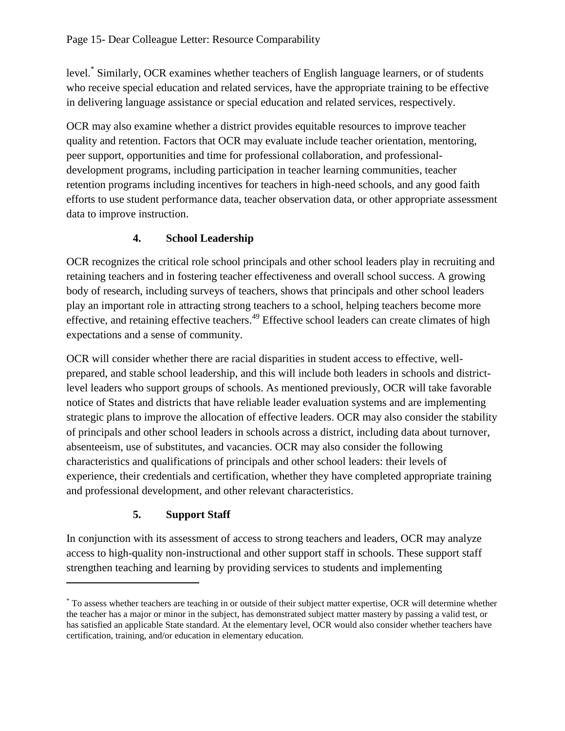level.[*] Similarly, OCR examines whether teachers of English language learners, or of students who receive special education and related services, have the appropriate training to be effective in delivering language assistance or special education and related services, respectively.

OCR may also examine whether a district provides equitable resources to improve teacher quality and retention. Factors that OCR may evaluate include teacher orientation, mentoring, peer support, opportunities and time for professional collaboration, and professional-development programs, including participation in teacher learning communities, teacher retention programs including incentives for teachers in high-need schools, and any good faith efforts to use student performance data, teacher observation data, or other appropriate assessment data to improve instruction.

### 4. School Leadership

OCR recognizes the critical role school principals and other school leaders play in recruiting and retaining teachers and in fostering teacher effectiveness and overall school success. A growing body of research, including surveys of teachers, shows that principals and other school leaders play an important role in attracting strong teachers to a school, helping teachers become more effective, and retaining effective teachers.[49] Effective school leaders can create climates of high expectations and a sense of community.

OCR will consider whether there are racial disparities in student access to effective, well-prepared, and stable school leadership, and this will include both leaders in schools and district-level leaders who support groups of schools. As mentioned previously, OCR will take favorable notice of States and districts that have reliable leader evaluation systems and are implementing strategic plans to improve the allocation of effective leaders. OCR may also consider the stability of principals and other school leaders in schools across a district, including data about turnover, absenteeism, use of substitutes, and vacancies. OCR may also consider the following characteristics and qualifications of principals and other school leaders: their levels of experience, their credentials and certification, whether they have completed appropriate training and professional development, and other relevant characteristics.

### 5. Support Staff

In conjunction with its assessment of access to strong teachers and leaders, OCR may analyze access to high-quality non-instructional and other support staff in schools. These support staff strengthen teaching and learning by providing services to students and implementing

---

[*] To assess whether teachers are teaching in or outside of their subject matter expertise, OCR will determine whether the teacher has a major or minor in the subject, has demonstrated subject matter mastery by passing a valid test, or has satisfied an applicable State standard. At the elementary level, OCR would also consider whether teachers have certification, training, and/or education in elementary education.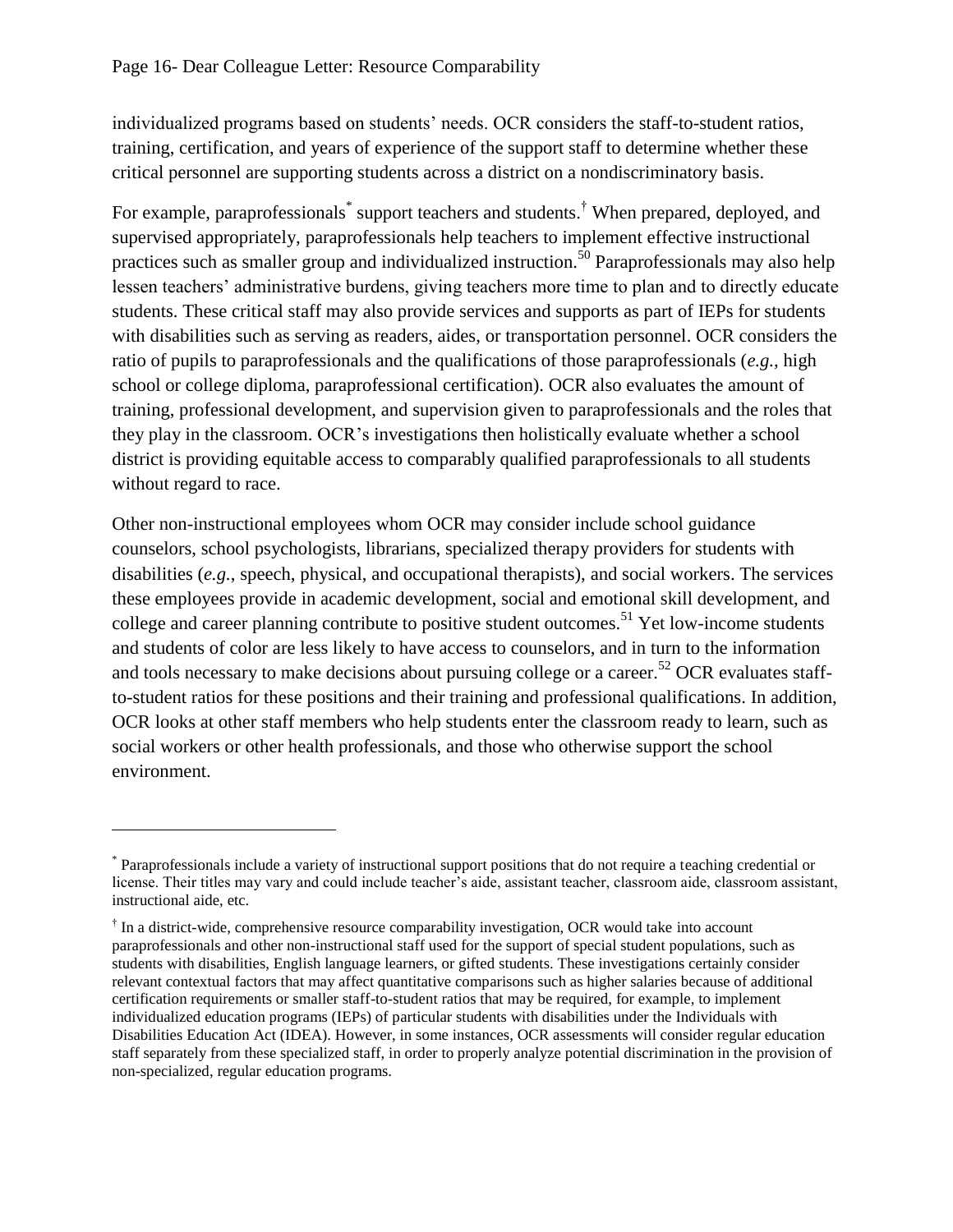individualized programs based on students' needs. OCR considers the staff-to-student ratios, training, certification, and years of experience of the support staff to determine whether these critical personnel are supporting students across a district on a nondiscriminatory basis.

For example, paraprofessionals[*] support teachers and students.[†] When prepared, deployed, and supervised appropriately, paraprofessionals help teachers to implement effective instructional practices such as smaller group and individualized instruction.[50] Paraprofessionals may also help lessen teachers' administrative burdens, giving teachers more time to plan and to directly educate students. These critical staff may also provide services and supports as part of IEPs for students with disabilities such as serving as readers, aides, or transportation personnel. OCR considers the ratio of pupils to paraprofessionals and the qualifications of those paraprofessionals (*e.g.*, high school or college diploma, paraprofessional certification). OCR also evaluates the amount of training, professional development, and supervision given to paraprofessionals and the roles that they play in the classroom. OCR's investigations then holistically evaluate whether a school district is providing equitable access to comparably qualified paraprofessionals to all students without regard to race.

Other non-instructional employees whom OCR may consider include school guidance counselors, school psychologists, librarians, specialized therapy providers for students with disabilities (*e.g.*, speech, physical, and occupational therapists), and social workers. The services these employees provide in academic development, social and emotional skill development, and college and career planning contribute to positive student outcomes.[51] Yet low-income students and students of color are less likely to have access to counselors, and in turn to the information and tools necessary to make decisions about pursuing college or a career.[52] OCR evaluates staff-to-student ratios for these positions and their training and professional qualifications. In addition, OCR looks at other staff members who help students enter the classroom ready to learn, such as social workers or other health professionals, and those who otherwise support the school environment.

---

[*] Paraprofessionals include a variety of instructional support positions that do not require a teaching credential or license. Their titles may vary and could include teacher's aide, assistant teacher, classroom aide, classroom assistant, instructional aide, etc.

[†] In a district-wide, comprehensive resource comparability investigation, OCR would take into account paraprofessionals and other non-instructional staff used for the support of special student populations, such as students with disabilities, English language learners, or gifted students. These investigations certainly consider relevant contextual factors that may affect quantitative comparisons such as higher salaries because of additional certification requirements or smaller staff-to-student ratios that may be required, for example, to implement individualized education programs (IEPs) of particular students with disabilities under the Individuals with Disabilities Education Act (IDEA). However, in some instances, OCR assessments will consider regular education staff separately from these specialized staff, in order to properly analyze potential discrimination in the provision of non-specialized, regular education programs.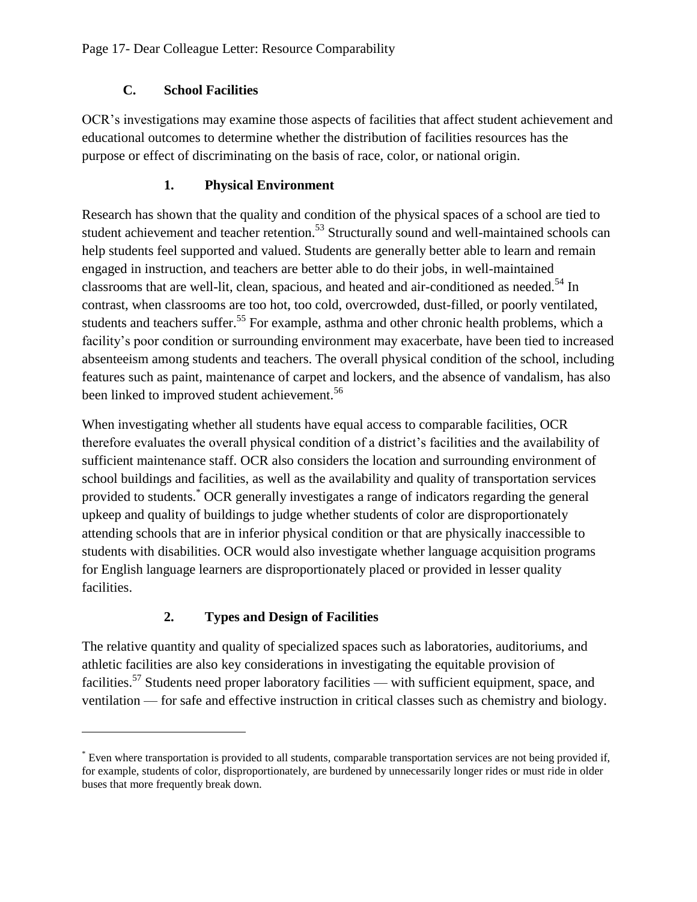### C. School Facilities

OCR's investigations may examine those aspects of facilities that affect student achievement and educational outcomes to determine whether the distribution of facilities resources has the purpose or effect of discriminating on the basis of race, color, or national origin.

#### 1. Physical Environment

Research has shown that the quality and condition of the physical spaces of a school are tied to student achievement and teacher retention.[53] Structurally sound and well-maintained schools can help students feel supported and valued. Students are generally better able to learn and remain engaged in instruction, and teachers are better able to do their jobs, in well-maintained classrooms that are well-lit, clean, spacious, and heated and air-conditioned as needed.[54] In contrast, when classrooms are too hot, too cold, overcrowded, dust-filled, or poorly ventilated, students and teachers suffer.[55] For example, asthma and other chronic health problems, which a facility's poor condition or surrounding environment may exacerbate, have been tied to increased absenteeism among students and teachers. The overall physical condition of the school, including features such as paint, maintenance of carpet and lockers, and the absence of vandalism, has also been linked to improved student achievement.[56]

When investigating whether all students have equal access to comparable facilities, OCR therefore evaluates the overall physical condition of a district's facilities and the availability of sufficient maintenance staff. OCR also considers the location and surrounding environment of school buildings and facilities, as well as the availability and quality of transportation services provided to students.[*] OCR generally investigates a range of indicators regarding the general upkeep and quality of buildings to judge whether students of color are disproportionately attending schools that are in inferior physical condition or that are physically inaccessible to students with disabilities. OCR would also investigate whether language acquisition programs for English language learners are disproportionately placed or provided in lesser quality facilities.

#### 2. Types and Design of Facilities

The relative quantity and quality of specialized spaces such as laboratories, auditoriums, and athletic facilities are also key considerations in investigating the equitable provision of facilities.[57] Students need proper laboratory facilities — with sufficient equipment, space, and ventilation — for safe and effective instruction in critical classes such as chemistry and biology.

---

[*] Even where transportation is provided to all students, comparable transportation services are not being provided if, for example, students of color, disproportionately, are burdened by unnecessarily longer rides or must ride in older buses that more frequently break down.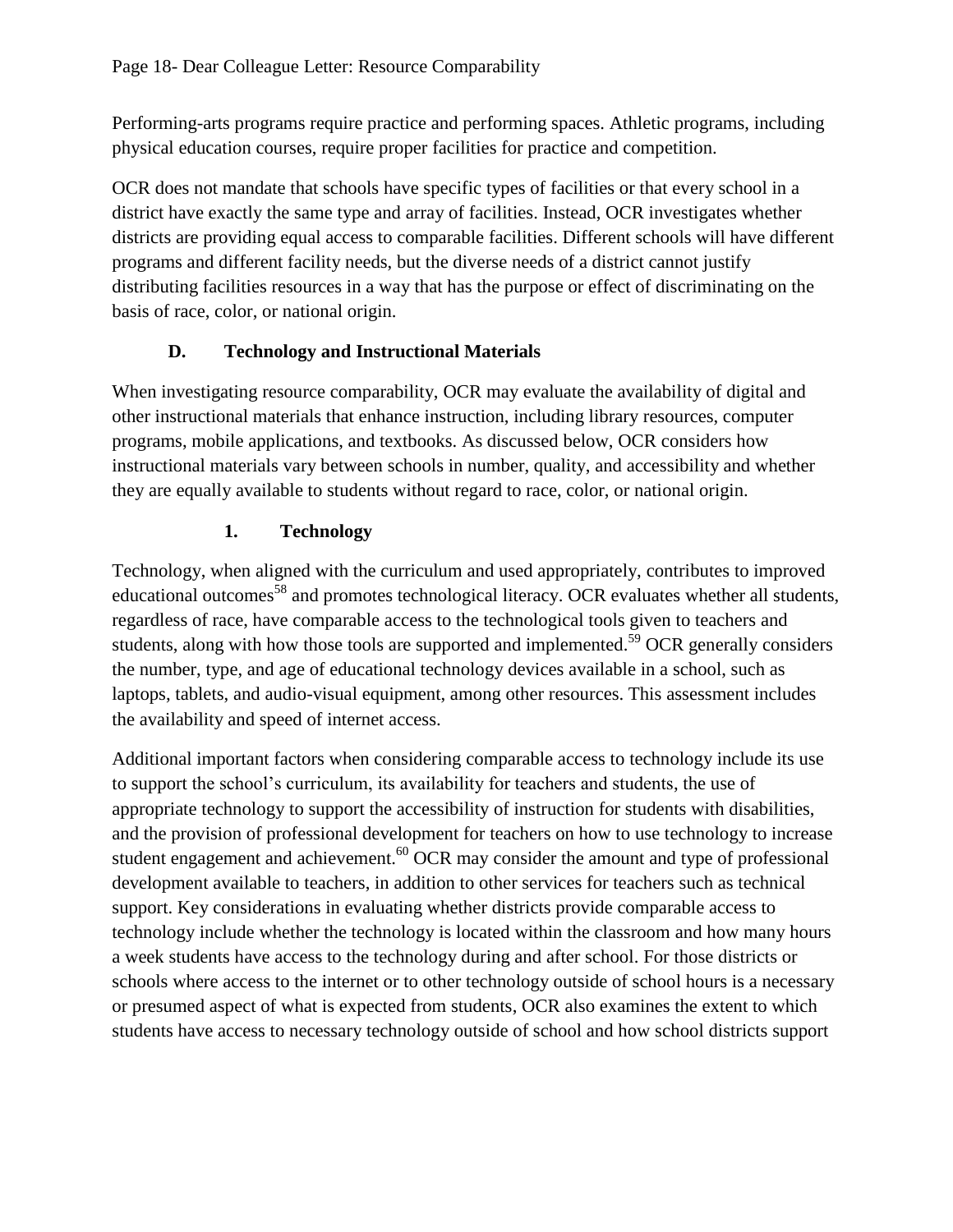Performing-arts programs require practice and performing spaces. Athletic programs, including physical education courses, require proper facilities for practice and competition.

OCR does not mandate that schools have specific types of facilities or that every school in a district have exactly the same type and array of facilities. Instead, OCR investigates whether districts are providing equal access to comparable facilities. Different schools will have different programs and different facility needs, but the diverse needs of a district cannot justify distributing facilities resources in a way that has the purpose or effect of discriminating on the basis of race, color, or national origin.

### D. Technology and Instructional Materials

When investigating resource comparability, OCR may evaluate the availability of digital and other instructional materials that enhance instruction, including library resources, computer programs, mobile applications, and textbooks. As discussed below, OCR considers how instructional materials vary between schools in number, quality, and accessibility and whether they are equally available to students without regard to race, color, or national origin.

#### 1. Technology

Technology, when aligned with the curriculum and used appropriately, contributes to improved educational outcomes[58] and promotes technological literacy. OCR evaluates whether all students, regardless of race, have comparable access to the technological tools given to teachers and students, along with how those tools are supported and implemented.[59] OCR generally considers the number, type, and age of educational technology devices available in a school, such as laptops, tablets, and audio-visual equipment, among other resources. This assessment includes the availability and speed of internet access.

Additional important factors when considering comparable access to technology include its use to support the school's curriculum, its availability for teachers and students, the use of appropriate technology to support the accessibility of instruction for students with disabilities, and the provision of professional development for teachers on how to use technology to increase student engagement and achievement.[60] OCR may consider the amount and type of professional development available to teachers, in addition to other services for teachers such as technical support. Key considerations in evaluating whether districts provide comparable access to technology include whether the technology is located within the classroom and how many hours a week students have access to the technology during and after school. For those districts or schools where access to the internet or to other technology outside of school hours is a necessary or presumed aspect of what is expected from students, OCR also examines the extent to which students have access to necessary technology outside of school and how school districts support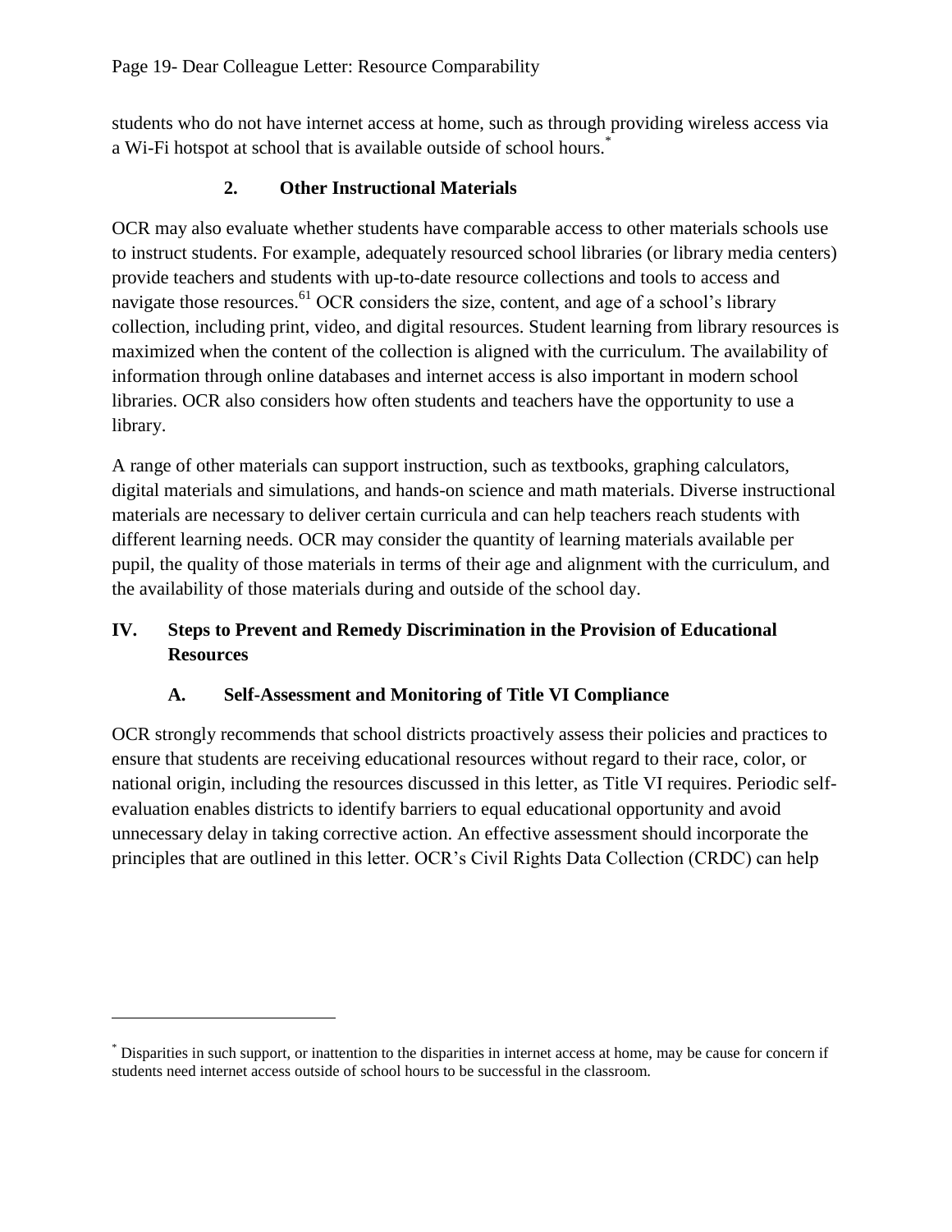students who do not have internet access at home, such as through providing wireless access via a Wi-Fi hotspot at school that is available outside of school hours.[*]

### 2. Other Instructional Materials

OCR may also evaluate whether students have comparable access to other materials schools use to instruct students. For example, adequately resourced school libraries (or library media centers) provide teachers and students with up-to-date resource collections and tools to access and navigate those resources.[61] OCR considers the size, content, and age of a school's library collection, including print, video, and digital resources. Student learning from library resources is maximized when the content of the collection is aligned with the curriculum. The availability of information through online databases and internet access is also important in modern school libraries. OCR also considers how often students and teachers have the opportunity to use a library.

A range of other materials can support instruction, such as textbooks, graphing calculators, digital materials and simulations, and hands-on science and math materials. Diverse instructional materials are necessary to deliver certain curricula and can help teachers reach students with different learning needs. OCR may consider the quantity of learning materials available per pupil, the quality of those materials in terms of their age and alignment with the curriculum, and the availability of those materials during and outside of the school day.

## IV. Steps to Prevent and Remedy Discrimination in the Provision of Educational Resources

### A. Self-Assessment and Monitoring of Title VI Compliance

OCR strongly recommends that school districts proactively assess their policies and practices to ensure that students are receiving educational resources without regard to their race, color, or national origin, including the resources discussed in this letter, as Title VI requires. Periodic self-evaluation enables districts to identify barriers to equal educational opportunity and avoid unnecessary delay in taking corrective action. An effective assessment should incorporate the principles that are outlined in this letter. OCR's Civil Rights Data Collection (CRDC) can help

---

[*] Disparities in such support, or inattention to the disparities in internet access at home, may be cause for concern if students need internet access outside of school hours to be successful in the classroom.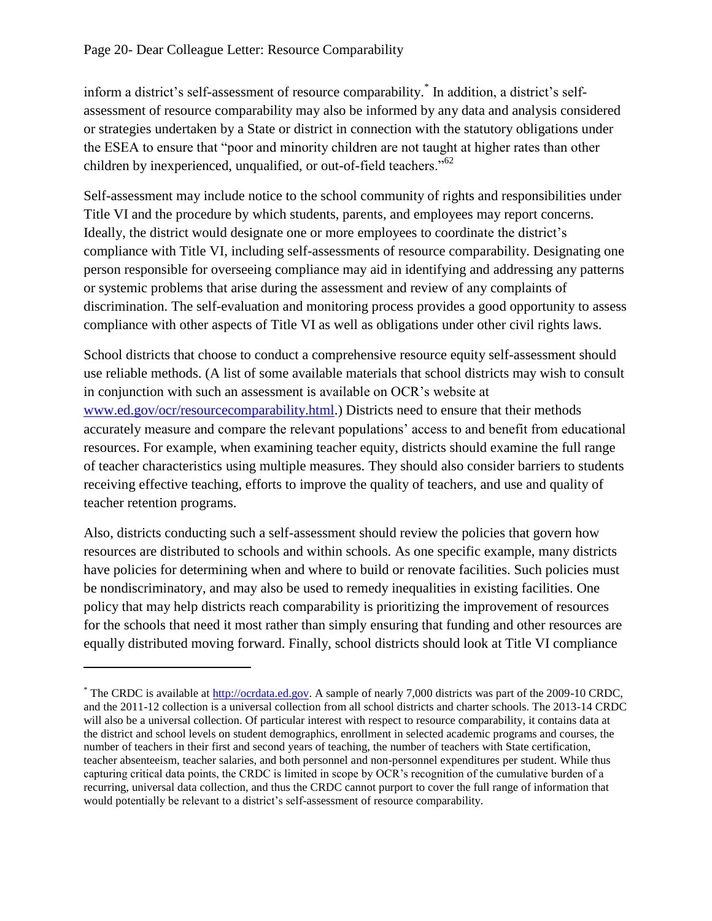inform a district's self-assessment of resource comparability.* In addition, a district's self-assessment of resource comparability may also be informed by any data and analysis considered or strategies undertaken by a State or district in connection with the statutory obligations under the ESEA to ensure that "poor and minority children are not taught at higher rates than other children by inexperienced, unqualified, or out-of-field teachers."[62]

Self-assessment may include notice to the school community of rights and responsibilities under Title VI and the procedure by which students, parents, and employees may report concerns. Ideally, the district would designate one or more employees to coordinate the district's compliance with Title VI, including self-assessments of resource comparability. Designating one person responsible for overseeing compliance may aid in identifying and addressing any patterns or systemic problems that arise during the assessment and review of any complaints of discrimination. The self-evaluation and monitoring process provides a good opportunity to assess compliance with other aspects of Title VI as well as obligations under other civil rights laws.

School districts that choose to conduct a comprehensive resource equity self-assessment should use reliable methods. (A list of some available materials that school districts may wish to consult in conjunction with such an assessment is available on OCR's website at [www.ed.gov/ocr/resourcecomparability.html](www.ed.gov/ocr/resourcecomparability.html).) Districts need to ensure that their methods accurately measure and compare the relevant populations' access to and benefit from educational resources. For example, when examining teacher equity, districts should examine the full range of teacher characteristics using multiple measures. They should also consider barriers to students receiving effective teaching, efforts to improve the quality of teachers, and use and quality of teacher retention programs.

Also, districts conducting such a self-assessment should review the policies that govern how resources are distributed to schools and within schools. As one specific example, many districts have policies for determining when and where to build or renovate facilities. Such policies must be nondiscriminatory, and may also be used to remedy inequalities in existing facilities. One policy that may help districts reach comparability is prioritizing the improvement of resources for the schools that need it most rather than simply ensuring that funding and other resources are equally distributed moving forward. Finally, school districts should look at Title VI compliance

---

* The CRDC is available at [http://ocrdata.ed.gov](http://ocrdata.ed.gov). A sample of nearly 7,000 districts was part of the 2009-10 CRDC, and the 2011-12 collection is a universal collection from all school districts and charter schools. The 2013-14 CRDC will also be a universal collection. Of particular interest with respect to resource comparability, it contains data at the district and school levels on student demographics, enrollment in selected academic programs and courses, the number of teachers in their first and second years of teaching, the number of teachers with State certification, teacher absenteeism, teacher salaries, and both personnel and non-personnel expenditures per student. While thus capturing critical data points, the CRDC is limited in scope by OCR's recognition of the cumulative burden of a recurring, universal data collection, and thus the CRDC cannot purport to cover the full range of information that would potentially be relevant to a district's self-assessment of resource comparability.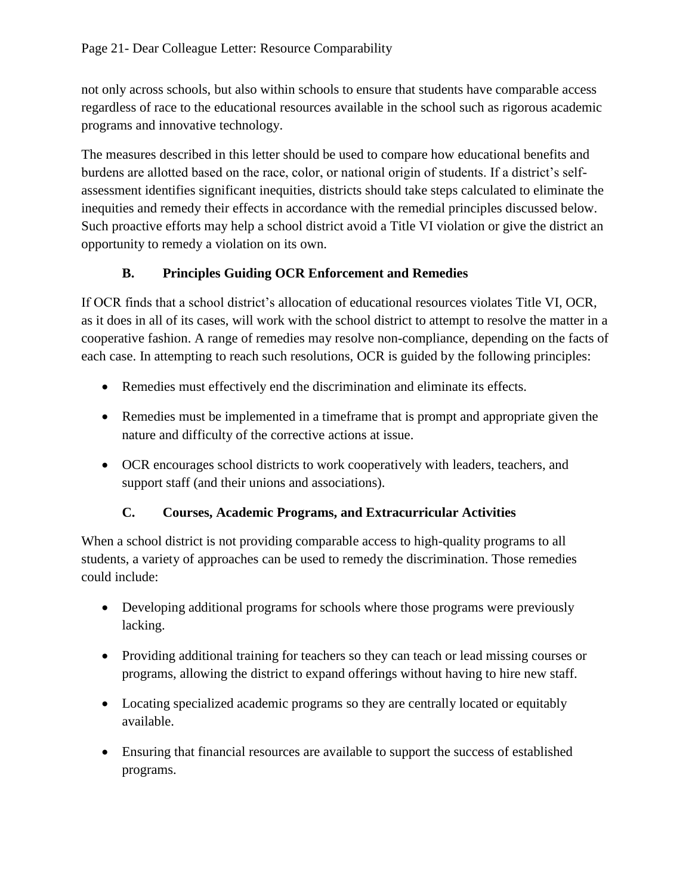not only across schools, but also within schools to ensure that students have comparable access regardless of race to the educational resources available in the school such as rigorous academic programs and innovative technology.

The measures described in this letter should be used to compare how educational benefits and burdens are allotted based on the race, color, or national origin of students. If a district's self-assessment identifies significant inequities, districts should take steps calculated to eliminate the inequities and remedy their effects in accordance with the remedial principles discussed below. Such proactive efforts may help a school district avoid a Title VI violation or give the district an opportunity to remedy a violation on its own.

### B. Principles Guiding OCR Enforcement and Remedies

If OCR finds that a school district's allocation of educational resources violates Title VI, OCR, as it does in all of its cases, will work with the school district to attempt to resolve the matter in a cooperative fashion. A range of remedies may resolve non-compliance, depending on the facts of each case. In attempting to reach such resolutions, OCR is guided by the following principles:

- Remedies must effectively end the discrimination and eliminate its effects.
- Remedies must be implemented in a timeframe that is prompt and appropriate given the nature and difficulty of the corrective actions at issue.
- OCR encourages school districts to work cooperatively with leaders, teachers, and support staff (and their unions and associations).

### C. Courses, Academic Programs, and Extracurricular Activities

When a school district is not providing comparable access to high-quality programs to all students, a variety of approaches can be used to remedy the discrimination. Those remedies could include:

- Developing additional programs for schools where those programs were previously lacking.
- Providing additional training for teachers so they can teach or lead missing courses or programs, allowing the district to expand offerings without having to hire new staff.
- Locating specialized academic programs so they are centrally located or equitably available.
- Ensuring that financial resources are available to support the success of established programs.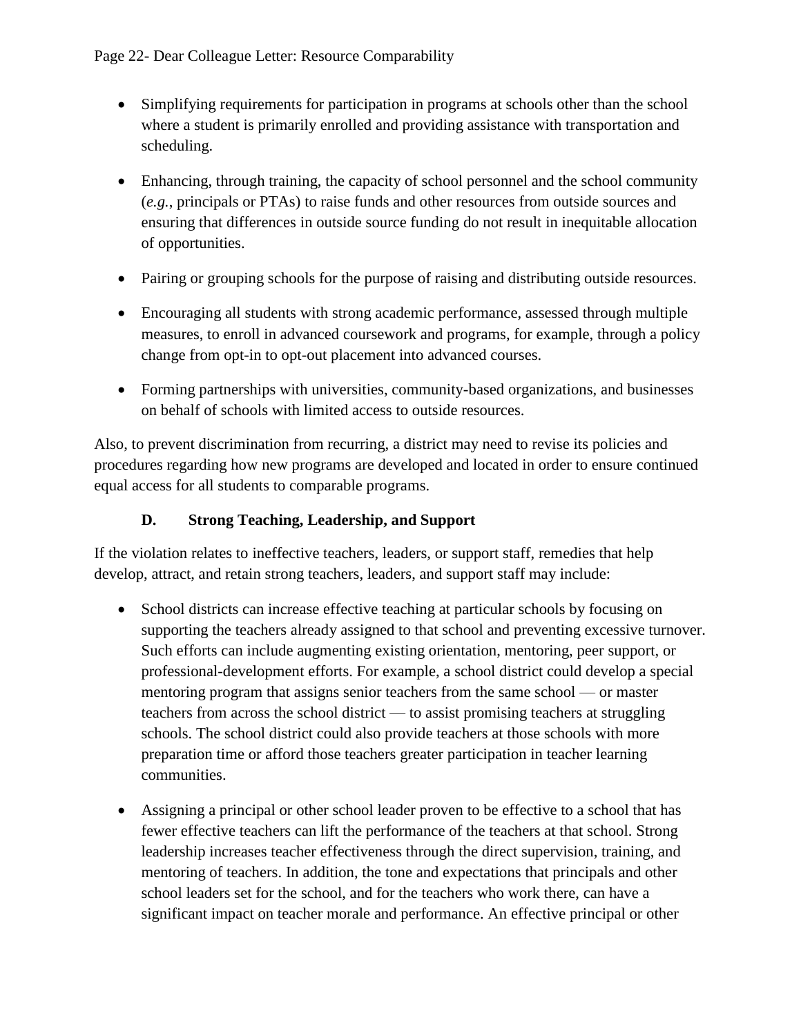- Simplifying requirements for participation in programs at schools other than the school where a student is primarily enrolled and providing assistance with transportation and scheduling.

- Enhancing, through training, the capacity of school personnel and the school community (*e.g.*, principals or PTAs) to raise funds and other resources from outside sources and ensuring that differences in outside source funding do not result in inequitable allocation of opportunities.

- Pairing or grouping schools for the purpose of raising and distributing outside resources.

- Encouraging all students with strong academic performance, assessed through multiple measures, to enroll in advanced coursework and programs, for example, through a policy change from opt-in to opt-out placement into advanced courses.

- Forming partnerships with universities, community-based organizations, and businesses on behalf of schools with limited access to outside resources.

Also, to prevent discrimination from recurring, a district may need to revise its policies and procedures regarding how new programs are developed and located in order to ensure continued equal access for all students to comparable programs.

### D. Strong Teaching, Leadership, and Support

If the violation relates to ineffective teachers, leaders, or support staff, remedies that help develop, attract, and retain strong teachers, leaders, and support staff may include:

- School districts can increase effective teaching at particular schools by focusing on supporting the teachers already assigned to that school and preventing excessive turnover. Such efforts can include augmenting existing orientation, mentoring, peer support, or professional-development efforts. For example, a school district could develop a special mentoring program that assigns senior teachers from the same school — or master teachers from across the school district — to assist promising teachers at struggling schools. The school district could also provide teachers at those schools with more preparation time or afford those teachers greater participation in teacher learning communities.

- Assigning a principal or other school leader proven to be effective to a school that has fewer effective teachers can lift the performance of the teachers at that school. Strong leadership increases teacher effectiveness through the direct supervision, training, and mentoring of teachers. In addition, the tone and expectations that principals and other school leaders set for the school, and for the teachers who work there, can have a significant impact on teacher morale and performance. An effective principal or other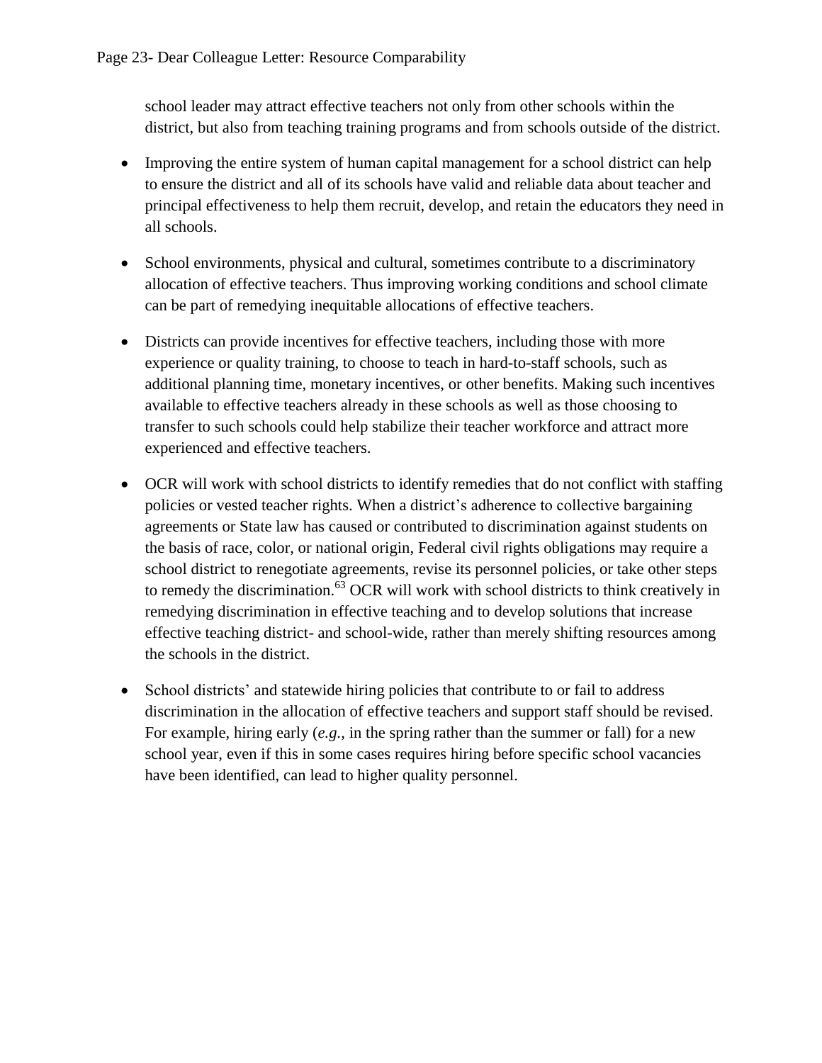school leader may attract effective teachers not only from other schools within the district, but also from teaching training programs and from schools outside of the district.

- Improving the entire system of human capital management for a school district can help to ensure the district and all of its schools have valid and reliable data about teacher and principal effectiveness to help them recruit, develop, and retain the educators they need in all schools.

- School environments, physical and cultural, sometimes contribute to a discriminatory allocation of effective teachers. Thus improving working conditions and school climate can be part of remedying inequitable allocations of effective teachers.

- Districts can provide incentives for effective teachers, including those with more experience or quality training, to choose to teach in hard-to-staff schools, such as additional planning time, monetary incentives, or other benefits. Making such incentives available to effective teachers already in these schools as well as those choosing to transfer to such schools could help stabilize their teacher workforce and attract more experienced and effective teachers.

- OCR will work with school districts to identify remedies that do not conflict with staffing policies or vested teacher rights. When a district's adherence to collective bargaining agreements or State law has caused or contributed to discrimination against students on the basis of race, color, or national origin, Federal civil rights obligations may require a school district to renegotiate agreements, revise its personnel policies, or take other steps to remedy the discrimination.[63] OCR will work with school districts to think creatively in remedying discrimination in effective teaching and to develop solutions that increase effective teaching district- and school-wide, rather than merely shifting resources among the schools in the district.

- School districts' and statewide hiring policies that contribute to or fail to address discrimination in the allocation of effective teachers and support staff should be revised. For example, hiring early (*e.g.*, in the spring rather than the summer or fall) for a new school year, even if this in some cases requires hiring before specific school vacancies have been identified, can lead to higher quality personnel.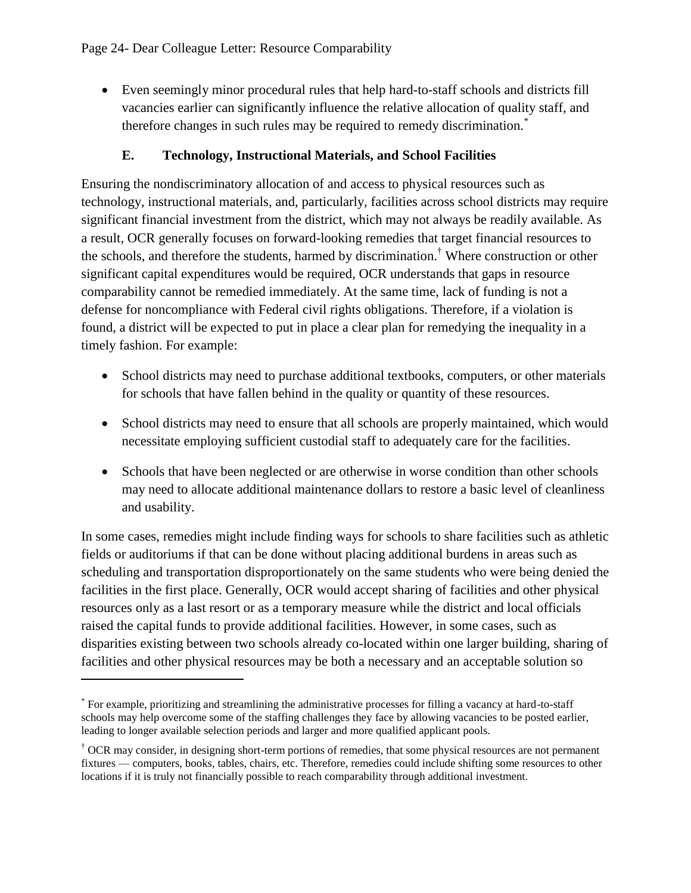- Even seemingly minor procedural rules that help hard-to-staff schools and districts fill vacancies earlier can significantly influence the relative allocation of quality staff, and therefore changes in such rules may be required to remedy discrimination.[*]

### E. Technology, Instructional Materials, and School Facilities

Ensuring the nondiscriminatory allocation of and access to physical resources such as technology, instructional materials, and, particularly, facilities across school districts may require significant financial investment from the district, which may not always be readily available. As a result, OCR generally focuses on forward-looking remedies that target financial resources to the schools, and therefore the students, harmed by discrimination.[†] Where construction or other significant capital expenditures would be required, OCR understands that gaps in resource comparability cannot be remedied immediately. At the same time, lack of funding is not a defense for noncompliance with Federal civil rights obligations. Therefore, if a violation is found, a district will be expected to put in place a clear plan for remedying the inequality in a timely fashion. For example:

- School districts may need to purchase additional textbooks, computers, or other materials for schools that have fallen behind in the quality or quantity of these resources.
- School districts may need to ensure that all schools are properly maintained, which would necessitate employing sufficient custodial staff to adequately care for the facilities.
- Schools that have been neglected or are otherwise in worse condition than other schools may need to allocate additional maintenance dollars to restore a basic level of cleanliness and usability.

In some cases, remedies might include finding ways for schools to share facilities such as athletic fields or auditoriums if that can be done without placing additional burdens in areas such as scheduling and transportation disproportionately on the same students who were being denied the facilities in the first place. Generally, OCR would accept sharing of facilities and other physical resources only as a last resort or as a temporary measure while the district and local officials raised the capital funds to provide additional facilities. However, in some cases, such as disparities existing between two schools already co-located within one larger building, sharing of facilities and other physical resources may be both a necessary and an acceptable solution so

---

[*] For example, prioritizing and streamlining the administrative processes for filling a vacancy at hard-to-staff schools may help overcome some of the staffing challenges they face by allowing vacancies to be posted earlier, leading to longer available selection periods and larger and more qualified applicant pools.

[†] OCR may consider, in designing short-term portions of remedies, that some physical resources are not permanent fixtures — computers, books, tables, chairs, etc. Therefore, remedies could include shifting some resources to other locations if it is truly not financially possible to reach comparability through additional investment.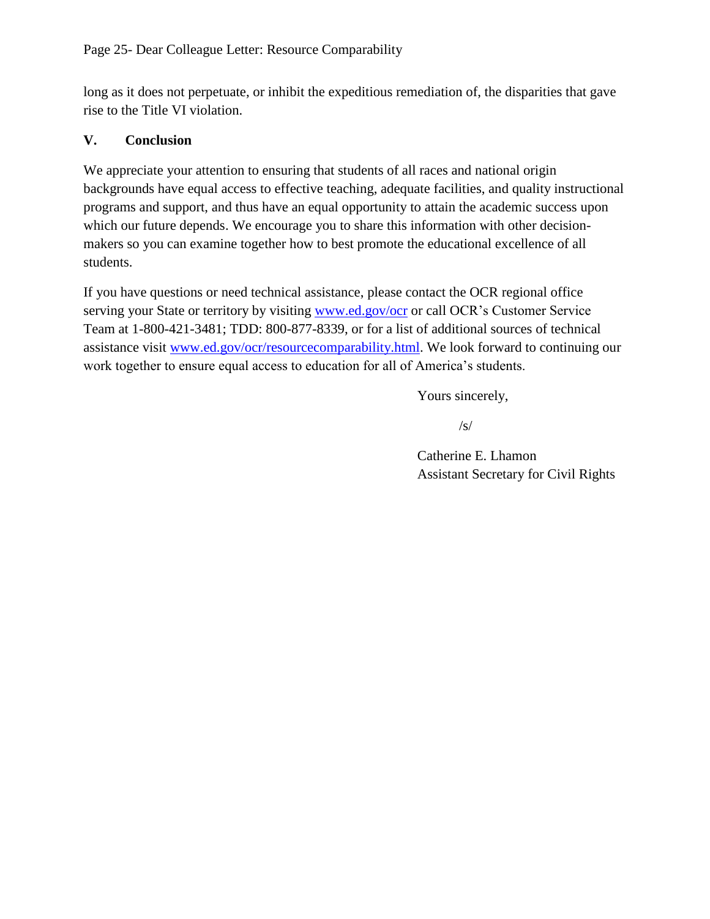long as it does not perpetuate, or inhibit the expeditious remediation of, the disparities that gave rise to the Title VI violation.

## V. Conclusion

We appreciate your attention to ensuring that students of all races and national origin backgrounds have equal access to effective teaching, adequate facilities, and quality instructional programs and support, and thus have an equal opportunity to attain the academic success upon which our future depends. We encourage you to share this information with other decision-makers so you can examine together how to best promote the educational excellence of all students.

If you have questions or need technical assistance, please contact the OCR regional office serving your State or territory by visiting www.ed.gov/ocr or call OCR's Customer Service Team at 1-800-421-3481; TDD: 800-877-8339, or for a list of additional sources of technical assistance visit www.ed.gov/ocr/resourcecomparability.html. We look forward to continuing our work together to ensure equal access to education for all of America's students.

Yours sincerely,

/s/

Catherine E. Lhamon
Assistant Secretary for Civil Rights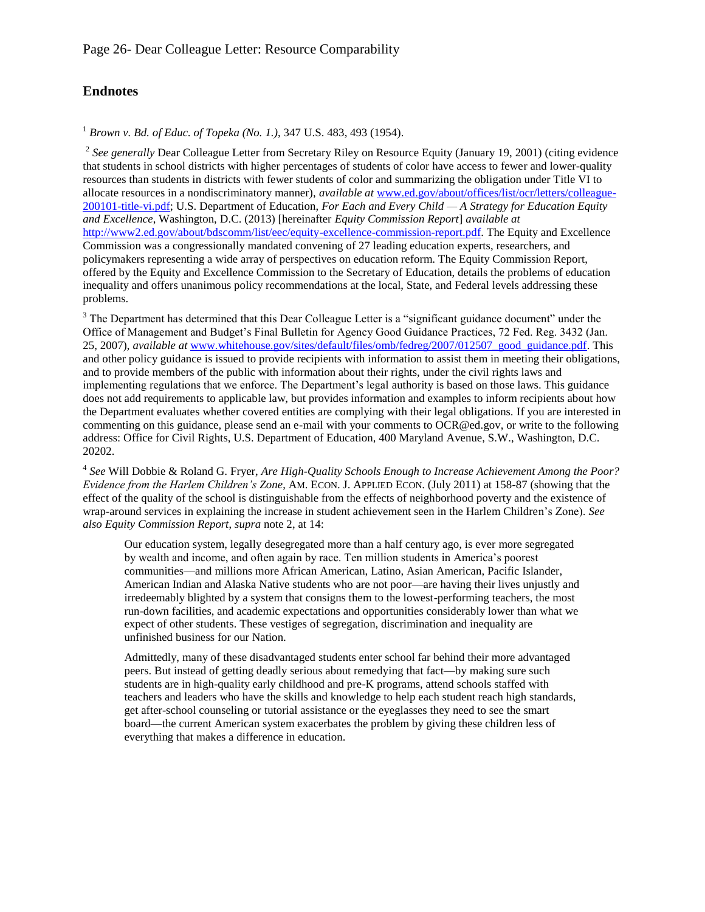## Endnotes

[1] *Brown v. Bd. of Educ. of Topeka (No. 1.)*, 347 U.S. 483, 493 (1954).

[2] *See generally* Dear Colleague Letter from Secretary Riley on Resource Equity (January 19, 2001) (citing evidence that students in school districts with higher percentages of students of color have access to fewer and lower-quality resources than students in districts with fewer students of color and summarizing the obligation under Title VI to allocate resources in a nondiscriminatory manner), *available at* www.ed.gov/about/offices/list/ocr/letters/colleague-200101-title-vi.pdf; U.S. Department of Education, *For Each and Every Child — A Strategy for Education Equity and Excellence*, Washington, D.C. (2013) [hereinafter *Equity Commission Report*] *available at* http://www2.ed.gov/about/bdscomm/list/eec/equity-excellence-commission-report.pdf. The Equity and Excellence Commission was a congressionally mandated convening of 27 leading education experts, researchers, and policymakers representing a wide array of perspectives on education reform. The Equity Commission Report, offered by the Equity and Excellence Commission to the Secretary of Education, details the problems of education inequality and offers unanimous policy recommendations at the local, State, and Federal levels addressing these problems.

[3] The Department has determined that this Dear Colleague Letter is a "significant guidance document" under the Office of Management and Budget's Final Bulletin for Agency Good Guidance Practices, 72 Fed. Reg. 3432 (Jan. 25, 2007), *available at* www.whitehouse.gov/sites/default/files/omb/fedreg/2007/012507_good_guidance.pdf. This and other policy guidance is issued to provide recipients with information to assist them in meeting their obligations, and to provide members of the public with information about their rights, under the civil rights laws and implementing regulations that we enforce. The Department's legal authority is based on those laws. This guidance does not add requirements to applicable law, but provides information and examples to inform recipients about how the Department evaluates whether covered entities are complying with their legal obligations. If you are interested in commenting on this guidance, please send an e-mail with your comments to OCR@ed.gov, or write to the following address: Office for Civil Rights, U.S. Department of Education, 400 Maryland Avenue, S.W., Washington, D.C. 20202.

[4] *See* Will Dobbie & Roland G. Fryer, *Are High-Quality Schools Enough to Increase Achievement Among the Poor? Evidence from the Harlem Children's Zone*, AM. ECON. J. APPLIED ECON. (July 2011) at 158-87 (showing that the effect of the quality of the school is distinguishable from the effects of neighborhood poverty and the existence of wrap-around services in explaining the increase in student achievement seen in the Harlem Children's Zone). *See also Equity Commission Report*, *supra* note 2, at 14:

> Our education system, legally desegregated more than a half century ago, is ever more segregated by wealth and income, and often again by race. Ten million students in America's poorest communities—and millions more African American, Latino, Asian American, Pacific Islander, American Indian and Alaska Native students who are not poor—are having their lives unjustly and irredeemably blighted by a system that consigns them to the lowest-performing teachers, the most run-down facilities, and academic expectations and opportunities considerably lower than what we expect of other students. These vestiges of segregation, discrimination and inequality are unfinished business for our Nation.
>
> Admittedly, many of these disadvantaged students enter school far behind their more advantaged peers. But instead of getting deadly serious about remedying that fact—by making sure such students are in high-quality early childhood and pre-K programs, attend schools staffed with teachers and leaders who have the skills and knowledge to help each student reach high standards, get after-school counseling or tutorial assistance or the eyeglasses they need to see the smart board—the current American system exacerbates the problem by giving these children less of everything that makes a difference in education.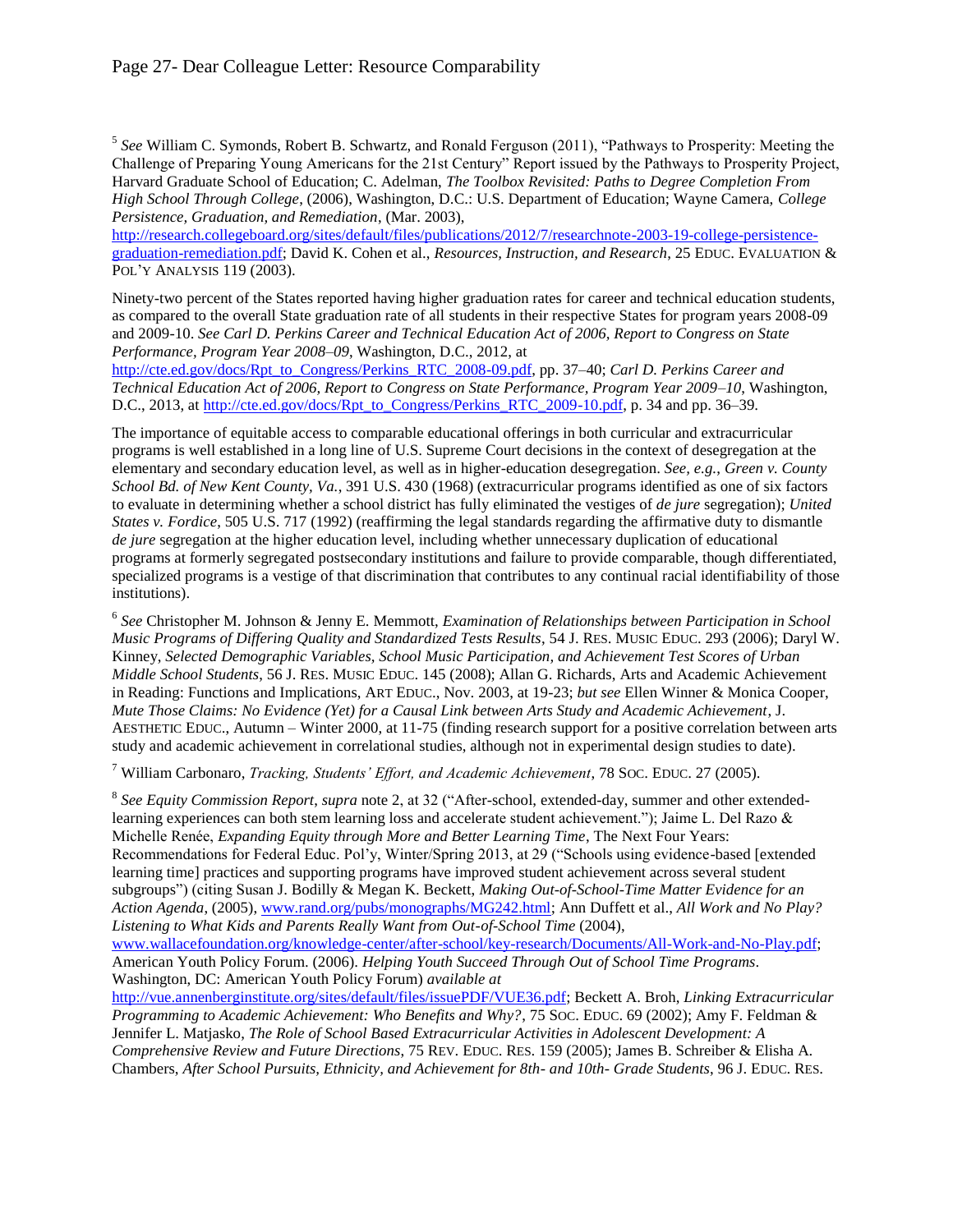[5] *See* William C. Symonds, Robert B. Schwartz, and Ronald Ferguson (2011), "Pathways to Prosperity: Meeting the Challenge of Preparing Young Americans for the 21st Century" Report issued by the Pathways to Prosperity Project, Harvard Graduate School of Education; C. Adelman, *The Toolbox Revisited: Paths to Degree Completion From High School Through College*, (2006), Washington, D.C.: U.S. Department of Education; Wayne Camera, *College Persistence, Graduation, and Remediation*, (Mar. 2003), http://research.collegeboard.org/sites/default/files/publications/2012/7/researchnote-2003-19-college-persistence-graduation-remediation.pdf; David K. Cohen et al., *Resources, Instruction, and Research*, 25 EDUC. EVALUATION & POL'Y ANALYSIS 119 (2003).

Ninety-two percent of the States reported having higher graduation rates for career and technical education students, as compared to the overall State graduation rate of all students in their respective States for program years 2008-09 and 2009-10. *See Carl D. Perkins Career and Technical Education Act of 2006, Report to Congress on State Performance, Program Year 2008–09*, Washington, D.C., 2012, at http://cte.ed.gov/docs/Rpt_to_Congress/Perkins_RTC_2008-09.pdf, pp. 37–40; *Carl D. Perkins Career and Technical Education Act of 2006, Report to Congress on State Performance, Program Year 2009–10*, Washington, D.C., 2013, at http://cte.ed.gov/docs/Rpt_to_Congress/Perkins_RTC_2009-10.pdf, p. 34 and pp. 36–39.

The importance of equitable access to comparable educational offerings in both curricular and extracurricular programs is well established in a long line of U.S. Supreme Court decisions in the context of desegregation at the elementary and secondary education level, as well as in higher-education desegregation. *See, e.g.*, *Green v. County School Bd. of New Kent County, Va.*, 391 U.S. 430 (1968) (extracurricular programs identified as one of six factors to evaluate in determining whether a school district has fully eliminated the vestiges of *de jure* segregation); *United States v. Fordice*, 505 U.S. 717 (1992) (reaffirming the legal standards regarding the affirmative duty to dismantle *de jure* segregation at the higher education level, including whether unnecessary duplication of educational programs at formerly segregated postsecondary institutions and failure to provide comparable, though differentiated, specialized programs is a vestige of that discrimination that contributes to any continual racial identifiability of those institutions).

[6] *See* Christopher M. Johnson & Jenny E. Memmott, *Examination of Relationships between Participation in School Music Programs of Differing Quality and Standardized Tests Results*, 54 J. RES. MUSIC EDUC. 293 (2006); Daryl W. Kinney, *Selected Demographic Variables, School Music Participation, and Achievement Test Scores of Urban Middle School Students*, 56 J. RES. MUSIC EDUC. 145 (2008); Allan G. Richards, Arts and Academic Achievement in Reading: Functions and Implications, ART EDUC., Nov. 2003, at 19-23; *but see* Ellen Winner & Monica Cooper, *Mute Those Claims: No Evidence (Yet) for a Causal Link between Arts Study and Academic Achievement*, J. AESTHETIC EDUC., Autumn – Winter 2000, at 11-75 (finding research support for a positive correlation between arts study and academic achievement in correlational studies, although not in experimental design studies to date).

[7] William Carbonaro, *Tracking, Students' Effort, and Academic Achievement*, 78 SOC. EDUC. 27 (2005).

[8] *See Equity Commission Report*, *supra* note 2, at 32 ("After-school, extended-day, summer and other extended-learning experiences can both stem learning loss and accelerate student achievement."); Jaime L. Del Razo & Michelle Renée, *Expanding Equity through More and Better Learning Time*, The Next Four Years: Recommendations for Federal Educ. Pol'y, Winter/Spring 2013, at 29 ("Schools using evidence-based [extended learning time] practices and supporting programs have improved student achievement across several student subgroups") (citing Susan J. Bodilly & Megan K. Beckett, *Making Out-of-School-Time Matter Evidence for an Action Agenda*, (2005), www.rand.org/pubs/monographs/MG242.html; Ann Duffett et al., *All Work and No Play? Listening to What Kids and Parents Really Want from Out-of-School Time* (2004), www.wallacefoundation.org/knowledge-center/after-school/key-research/Documents/All-Work-and-No-Play.pdf; American Youth Policy Forum. (2006). *Helping Youth Succeed Through Out of School Time Programs*. Washington, DC: American Youth Policy Forum) *available at* http://vue.annenberginstitute.org/sites/default/files/issuePDF/VUE36.pdf; Beckett A. Broh, *Linking Extracurricular Programming to Academic Achievement: Who Benefits and Why?*, 75 SOC. EDUC. 69 (2002); Amy F. Feldman & Jennifer L. Matjasko, *The Role of School Based Extracurricular Activities in Adolescent Development: A Comprehensive Review and Future Directions*, 75 REV. EDUC. RES. 159 (2005); James B. Schreiber & Elisha A. Chambers, *After School Pursuits, Ethnicity, and Achievement for 8th- and 10th- Grade Students*, 96 J. EDUC. RES.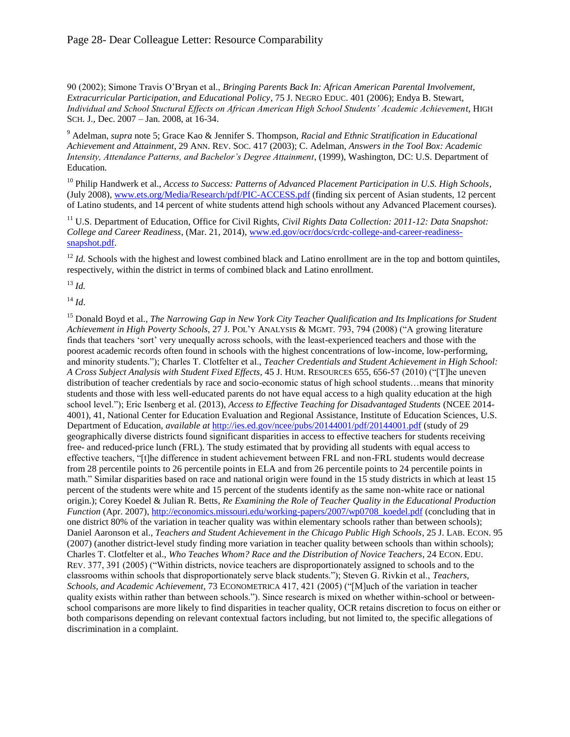90 (2002); Simone Travis O'Bryan et al., *Bringing Parents Back In: African American Parental Involvement, Extracurricular Participation, and Educational Policy*, 75 J. NEGRO EDUC. 401 (2006); Endya B. Stewart, *Individual and School Stuctural Effects on African American High School Students' Academic Achievement*, HIGH SCH. J., Dec. 2007 – Jan. 2008, at 16-34.

[9] Adelman, *supra* note 5; Grace Kao & Jennifer S. Thompson, *Racial and Ethnic Stratification in Educational Achievement and Attainment*, 29 ANN. REV. SOC. 417 (2003); C. Adelman, *Answers in the Tool Box: Academic Intensity, Attendance Patterns, and Bachelor's Degree Attainment*, (1999), Washington, DC: U.S. Department of Education.

[10] Philip Handwerk et al., *Access to Success: Patterns of Advanced Placement Participation in U.S. High Schools*, (July 2008), www.ets.org/Media/Research/pdf/PIC-ACCESS.pdf (finding six percent of Asian students, 12 percent of Latino students, and 14 percent of white students attend high schools without any Advanced Placement courses).

[11] U.S. Department of Education, Office for Civil Rights, *Civil Rights Data Collection: 2011-12: Data Snapshot: College and Career Readiness*, (Mar. 21, 2014), www.ed.gov/ocr/docs/crdc-college-and-career-readiness-snapshot.pdf.

[12] *Id.* Schools with the highest and lowest combined black and Latino enrollment are in the top and bottom quintiles, respectively, within the district in terms of combined black and Latino enrollment.

[13] *Id.*

[14] *Id*.

[15] Donald Boyd et al., *The Narrowing Gap in New York City Teacher Qualification and Its Implications for Student Achievement in High Poverty Schools*, 27 J. POL'Y ANALYSIS & MGMT. 793, 794 (2008) ("A growing literature finds that teachers 'sort' very unequally across schools, with the least-experienced teachers and those with the poorest academic records often found in schools with the highest concentrations of low-income, low-performing, and minority students."); Charles T. Clotfelter et al., *Teacher Credentials and Student Achievement in High School: A Cross Subject Analysis with Student Fixed Effects*, 45 J. HUM. RESOURCES 655, 656-57 (2010) ("[T]he uneven distribution of teacher credentials by race and socio-economic status of high school students…means that minority students and those with less well-educated parents do not have equal access to a high quality education at the high school level."); Eric Isenberg et al. (2013), *Access to Effective Teaching for Disadvantaged Students* (NCEE 2014-4001), 41, National Center for Education Evaluation and Regional Assistance, Institute of Education Sciences, U.S. Department of Education, *available at* http://ies.ed.gov/ncee/pubs/20144001/pdf/20144001.pdf (study of 29 geographically diverse districts found significant disparities in access to effective teachers for students receiving free- and reduced-price lunch (FRL). The study estimated that by providing all students with equal access to effective teachers, "[t]he difference in student achievement between FRL and non-FRL students would decrease from 28 percentile points to 26 percentile points in ELA and from 26 percentile points to 24 percentile points in math." Similar disparities based on race and national origin were found in the 15 study districts in which at least 15 percent of the students were white and 15 percent of the students identify as the same non-white race or national origin.); Corey Koedel & Julian R. Betts, *Re Examining the Role of Teacher Quality in the Educational Production Function* (Apr. 2007), http://economics.missouri.edu/working-papers/2007/wp0708_koedel.pdf (concluding that in one district 80% of the variation in teacher quality was within elementary schools rather than between schools); Daniel Aaronson et al., *Teachers and Student Achievement in the Chicago Public High Schools*, 25 J. LAB. ECON. 95 (2007) (another district-level study finding more variation in teacher quality between schools than within schools); Charles T. Clotfelter et al., *Who Teaches Whom? Race and the Distribution of Novice Teachers*, 24 ECON. EDU. REV. 377, 391 (2005) ("Within districts, novice teachers are disproportionately assigned to schools and to the classrooms within schools that disproportionately serve black students."); Steven G. Rivkin et al., *Teachers, Schools, and Academic Achievement*, 73 ECONOMETRICA 417, 421 (2005) ("[M]uch of the variation in teacher quality exists within rather than between schools."). Since research is mixed on whether within-school or between-school comparisons are more likely to find disparities in teacher quality, OCR retains discretion to focus on either or both comparisons depending on relevant contextual factors including, but not limited to, the specific allegations of discrimination in a complaint.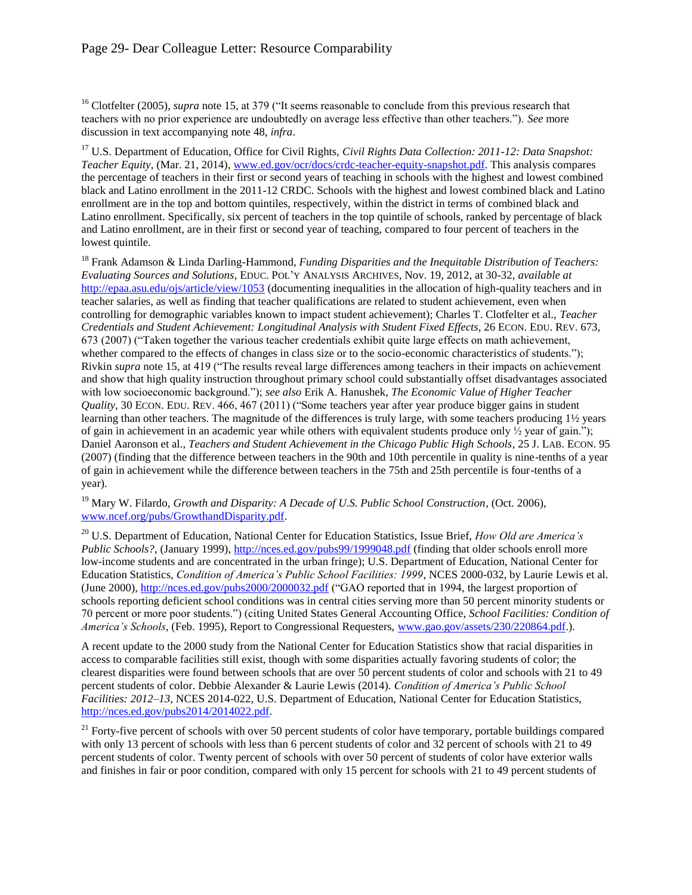[16] Clotfelter (2005), *supra* note 15, at 379 ("It seems reasonable to conclude from this previous research that teachers with no prior experience are undoubtedly on average less effective than other teachers."). *See* more discussion in text accompanying note 48, *infra*.

[17] U.S. Department of Education, Office for Civil Rights, *Civil Rights Data Collection: 2011-12: Data Snapshot: Teacher Equity*, (Mar. 21, 2014), www.ed.gov/ocr/docs/crdc-teacher-equity-snapshot.pdf. This analysis compares the percentage of teachers in their first or second years of teaching in schools with the highest and lowest combined black and Latino enrollment in the 2011-12 CRDC. Schools with the highest and lowest combined black and Latino enrollment are in the top and bottom quintiles, respectively, within the district in terms of combined black and Latino enrollment. Specifically, six percent of teachers in the top quintile of schools, ranked by percentage of black and Latino enrollment, are in their first or second year of teaching, compared to four percent of teachers in the lowest quintile.

[18] Frank Adamson & Linda Darling-Hammond, *Funding Disparities and the Inequitable Distribution of Teachers: Evaluating Sources and Solutions*, EDUC. POL'Y ANALYSIS ARCHIVES, Nov. 19, 2012, at 30-32, *available at* http://epaa.asu.edu/ojs/article/view/1053 (documenting inequalities in the allocation of high-quality teachers and in teacher salaries, as well as finding that teacher qualifications are related to student achievement, even when controlling for demographic variables known to impact student achievement); Charles T. Clotfelter et al., *Teacher Credentials and Student Achievement: Longitudinal Analysis with Student Fixed Effects*, 26 ECON. EDU. REV. 673, 673 (2007) ("Taken together the various teacher credentials exhibit quite large effects on math achievement, whether compared to the effects of changes in class size or to the socio-economic characteristics of students."); Rivkin *supra* note 15, at 419 ("The results reveal large differences among teachers in their impacts on achievement and show that high quality instruction throughout primary school could substantially offset disadvantages associated with low socioeconomic background."); *see also* Erik A. Hanushek, *The Economic Value of Higher Teacher Quality*, 30 ECON. EDU. REV. 466, 467 (2011) ("Some teachers year after year produce bigger gains in student learning than other teachers. The magnitude of the differences is truly large, with some teachers producing 1½ years of gain in achievement in an academic year while others with equivalent students produce only ½ year of gain."); Daniel Aaronson et al., *Teachers and Student Achievement in the Chicago Public High Schools*, 25 J. LAB. ECON. 95 (2007) (finding that the difference between teachers in the 90th and 10th percentile in quality is nine-tenths of a year of gain in achievement while the difference between teachers in the 75th and 25th percentile is four-tenths of a year).

[19] Mary W. Filardo, *Growth and Disparity: A Decade of U.S. Public School Construction*, (Oct. 2006), www.ncef.org/pubs/GrowthandDisparity.pdf.

[20] U.S. Department of Education, National Center for Education Statistics, Issue Brief, *How Old are America's Public Schools?*, (January 1999), http://nces.ed.gov/pubs99/1999048.pdf (finding that older schools enroll more low-income students and are concentrated in the urban fringe); U.S. Department of Education, National Center for Education Statistics, *Condition of America's Public School Facilities: 1999*, NCES 2000-032, by Laurie Lewis et al. (June 2000), http://nces.ed.gov/pubs2000/2000032.pdf ("GAO reported that in 1994, the largest proportion of schools reporting deficient school conditions was in central cities serving more than 50 percent minority students or 70 percent or more poor students.") (citing United States General Accounting Office, *School Facilities: Condition of America's Schools*, (Feb. 1995), Report to Congressional Requesters, www.gao.gov/assets/230/220864.pdf.).

A recent update to the 2000 study from the National Center for Education Statistics show that racial disparities in access to comparable facilities still exist, though with some disparities actually favoring students of color; the clearest disparities were found between schools that are over 50 percent students of color and schools with 21 to 49 percent students of color. Debbie Alexander & Laurie Lewis (2014). *Condition of America's Public School Facilities: 2012–13*, NCES 2014-022, U.S. Department of Education, National Center for Education Statistics, http://nces.ed.gov/pubs2014/2014022.pdf.

[21] Forty-five percent of schools with over 50 percent students of color have temporary, portable buildings compared with only 13 percent of schools with less than 6 percent students of color and 32 percent of schools with 21 to 49 percent students of color. Twenty percent of schools with over 50 percent of students of color have exterior walls and finishes in fair or poor condition, compared with only 15 percent for schools with 21 to 49 percent students of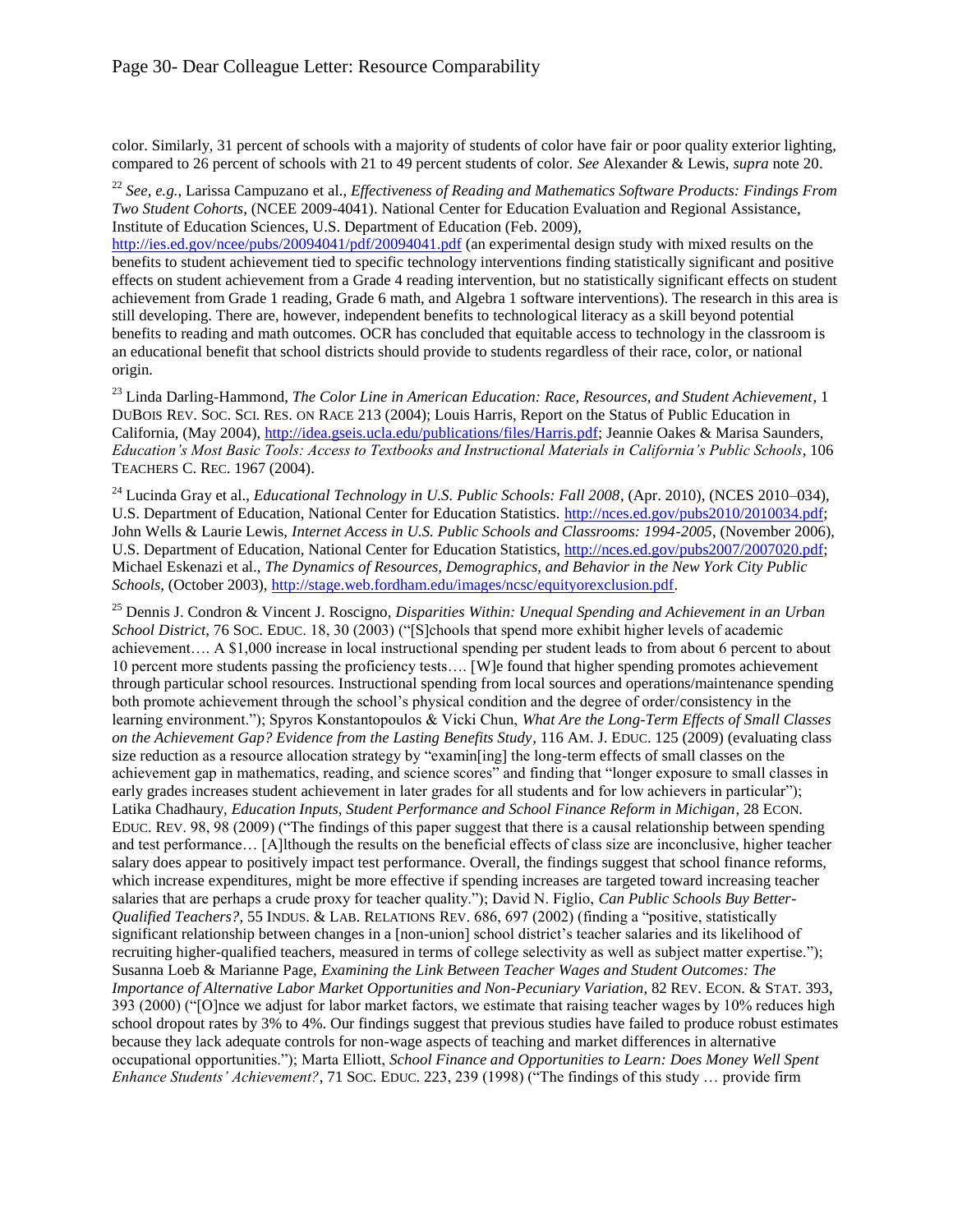color. Similarly, 31 percent of schools with a majority of students of color have fair or poor quality exterior lighting, compared to 26 percent of schools with 21 to 49 percent students of color. *See* Alexander & Lewis, *supra* note 20.

[22] *See, e.g.*, Larissa Campuzano et al., *Effectiveness of Reading and Mathematics Software Products: Findings From Two Student Cohorts*, (NCEE 2009-4041). National Center for Education Evaluation and Regional Assistance, Institute of Education Sciences, U.S. Department of Education (Feb. 2009), http://ies.ed.gov/ncee/pubs/20094041/pdf/20094041.pdf (an experimental design study with mixed results on the benefits to student achievement tied to specific technology interventions finding statistically significant and positive effects on student achievement from a Grade 4 reading intervention, but no statistically significant effects on student achievement from Grade 1 reading, Grade 6 math, and Algebra 1 software interventions). The research in this area is still developing. There are, however, independent benefits to technological literacy as a skill beyond potential benefits to reading and math outcomes. OCR has concluded that equitable access to technology in the classroom is an educational benefit that school districts should provide to students regardless of their race, color, or national origin.

[23] Linda Darling-Hammond, *The Color Line in American Education: Race, Resources, and Student Achievement*, 1 DUBOIS REV. SOC. SCI. RES. ON RACE 213 (2004); Louis Harris, Report on the Status of Public Education in California, (May 2004), http://idea.gseis.ucla.edu/publications/files/Harris.pdf; Jeannie Oakes & Marisa Saunders, *Education's Most Basic Tools: Access to Textbooks and Instructional Materials in California's Public Schools*, 106 TEACHERS C. REC. 1967 (2004).

[24] Lucinda Gray et al., *Educational Technology in U.S. Public Schools: Fall 2008*, (Apr. 2010), (NCES 2010–034), U.S. Department of Education, National Center for Education Statistics. http://nces.ed.gov/pubs2010/2010034.pdf; John Wells & Laurie Lewis, *Internet Access in U.S. Public Schools and Classrooms: 1994-2005*, (November 2006), U.S. Department of Education, National Center for Education Statistics, http://nces.ed.gov/pubs2007/2007020.pdf; Michael Eskenazi et al., *The Dynamics of Resources, Demographics, and Behavior in the New York City Public Schools*, (October 2003), http://stage.web.fordham.edu/images/ncsc/equityorexclusion.pdf.

[25] Dennis J. Condron & Vincent J. Roscigno, *Disparities Within: Unequal Spending and Achievement in an Urban School District*, 76 SOC. EDUC. 18, 30 (2003) ("[S]chools that spend more exhibit higher levels of academic achievement…. A $1,000 increase in local instructional spending per student leads to from about 6 percent to about 10 percent more students passing the proficiency tests…. [W]e found that higher spending promotes achievement through particular school resources. Instructional spending from local sources and operations/maintenance spending both promote achievement through the school's physical condition and the degree of order/consistency in the learning environment."); Spyros Konstantopoulos & Vicki Chun, *What Are the Long-Term Effects of Small Classes on the Achievement Gap? Evidence from the Lasting Benefits Study*, 116 AM. J. EDUC. 125 (2009) (evaluating class size reduction as a resource allocation strategy by "examin[ing] the long-term effects of small classes on the achievement gap in mathematics, reading, and science scores" and finding that "longer exposure to small classes in early grades increases student achievement in later grades for all students and for low achievers in particular"); Latika Chadhaury, *Education Inputs, Student Performance and School Finance Reform in Michigan*, 28 ECON. EDUC. REV. 98, 98 (2009) ("The findings of this paper suggest that there is a causal relationship between spending and test performance… [A]lthough the results on the beneficial effects of class size are inconclusive, higher teacher salary does appear to positively impact test performance. Overall, the findings suggest that school finance reforms, which increase expenditures, might be more effective if spending increases are targeted toward increasing teacher salaries that are perhaps a crude proxy for teacher quality."); David N. Figlio, *Can Public Schools Buy Better-Qualified Teachers?*, 55 INDUS. & LAB. RELATIONS REV. 686, 697 (2002) (finding a "positive, statistically significant relationship between changes in a [non-union] school district's teacher salaries and its likelihood of recruiting higher-qualified teachers, measured in terms of college selectivity as well as subject matter expertise."); Susanna Loeb & Marianne Page, *Examining the Link Between Teacher Wages and Student Outcomes: The Importance of Alternative Labor Market Opportunities and Non-Pecuniary Variation*, 82 REV. ECON. & STAT. 393, 393 (2000) ("[O]nce we adjust for labor market factors, we estimate that raising teacher wages by 10% reduces high school dropout rates by 3% to 4%. Our findings suggest that previous studies have failed to produce robust estimates because they lack adequate controls for non-wage aspects of teaching and market differences in alternative occupational opportunities."); Marta Elliott, *School Finance and Opportunities to Learn: Does Money Well Spent Enhance Students' Achievement?*, 71 SOC. EDUC. 223, 239 (1998) ("The findings of this study … provide firm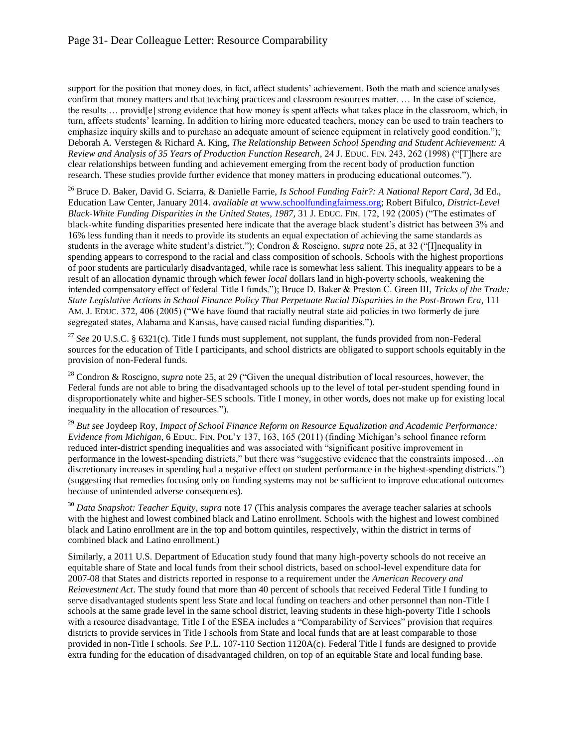support for the position that money does, in fact, affect students' achievement. Both the math and science analyses confirm that money matters and that teaching practices and classroom resources matter. … In the case of science, the results … provid[e] strong evidence that how money is spent affects what takes place in the classroom, which, in turn, affects students' learning. In addition to hiring more educated teachers, money can be used to train teachers to emphasize inquiry skills and to purchase an adequate amount of science equipment in relatively good condition."); Deborah A. Verstegen & Richard A. King, *The Relationship Between School Spending and Student Achievement: A Review and Analysis of 35 Years of Production Function Research*, 24 J. EDUC. FIN. 243, 262 (1998) ("[T]here are clear relationships between funding and achievement emerging from the recent body of production function research. These studies provide further evidence that money matters in producing educational outcomes.").

[26] Bruce D. Baker, David G. Sciarra, & Danielle Farrie, *Is School Funding Fair?: A National Report Card*, 3d Ed., Education Law Center, January 2014. *available at* www.schoolfundingfairness.org; Robert Bifulco, *District-Level Black-White Funding Disparities in the United States, 1987*, 31 J. EDUC. FIN. 172, 192 (2005) ("The estimates of black-white funding disparities presented here indicate that the average black student's district has between 3% and 16% less funding than it needs to provide its students an equal expectation of achieving the same standards as students in the average white student's district."); Condron & Roscigno, *supra* note 25, at 32 ("[I]nequality in spending appears to correspond to the racial and class composition of schools. Schools with the highest proportions of poor students are particularly disadvantaged, while race is somewhat less salient. This inequality appears to be a result of an allocation dynamic through which fewer *local* dollars land in high-poverty schools, weakening the intended compensatory effect of federal Title I funds."); Bruce D. Baker & Preston C. Green III, *Tricks of the Trade: State Legislative Actions in School Finance Policy That Perpetuate Racial Disparities in the Post-Brown Era*, 111 AM. J. EDUC. 372, 406 (2005) ("We have found that racially neutral state aid policies in two formerly de jure segregated states, Alabama and Kansas, have caused racial funding disparities.").

[27] *See* 20 U.S.C. § 6321(c). Title I funds must supplement, not supplant, the funds provided from non-Federal sources for the education of Title I participants, and school districts are obligated to support schools equitably in the provision of non-Federal funds.

[28] Condron & Roscigno, *supra* note 25, at 29 ("Given the unequal distribution of local resources, however, the Federal funds are not able to bring the disadvantaged schools up to the level of total per-student spending found in disproportionately white and higher-SES schools. Title I money, in other words, does not make up for existing local inequality in the allocation of resources.").

[29] *But see* Joydeep Roy, *Impact of School Finance Reform on Resource Equalization and Academic Performance: Evidence from Michigan*, 6 EDUC. FIN. POL'Y 137, 163, 165 (2011) (finding Michigan's school finance reform reduced inter-district spending inequalities and was associated with "significant positive improvement in performance in the lowest-spending districts," but there was "suggestive evidence that the constraints imposed…on discretionary increases in spending had a negative effect on student performance in the highest-spending districts.") (suggesting that remedies focusing only on funding systems may not be sufficient to improve educational outcomes because of unintended adverse consequences).

[30] *Data Snapshot: Teacher Equity*, *supra* note 17 (This analysis compares the average teacher salaries at schools with the highest and lowest combined black and Latino enrollment. Schools with the highest and lowest combined black and Latino enrollment are in the top and bottom quintiles, respectively, within the district in terms of combined black and Latino enrollment.)

Similarly, a 2011 U.S. Department of Education study found that many high-poverty schools do not receive an equitable share of State and local funds from their school districts, based on school-level expenditure data for 2007-08 that States and districts reported in response to a requirement under the *American Recovery and Reinvestment Act*. The study found that more than 40 percent of schools that received Federal Title I funding to serve disadvantaged students spent less State and local funding on teachers and other personnel than non-Title I schools at the same grade level in the same school district, leaving students in these high-poverty Title I schools with a resource disadvantage. Title I of the ESEA includes a "Comparability of Services" provision that requires districts to provide services in Title I schools from State and local funds that are at least comparable to those provided in non-Title I schools. *See* P.L. 107-110 Section 1120A(c). Federal Title I funds are designed to provide extra funding for the education of disadvantaged children, on top of an equitable State and local funding base.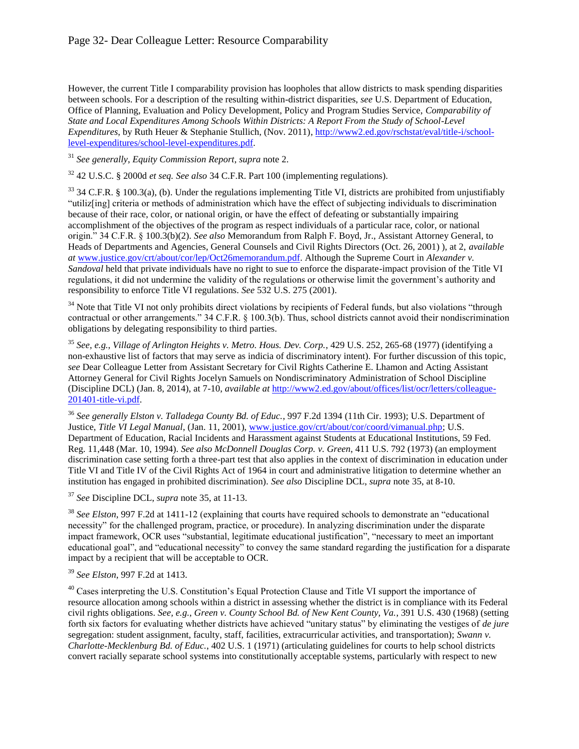However, the current Title I comparability provision has loopholes that allow districts to mask spending disparities between schools. For a description of the resulting within-district disparities, *see* U.S. Department of Education, Office of Planning, Evaluation and Policy Development, Policy and Program Studies Service, *Comparability of State and Local Expenditures Among Schools Within Districts: A Report From the Study of School-Level Expenditures*, by Ruth Heuer & Stephanie Stullich, (Nov. 2011), [http://www2.ed.gov/rschstat/eval/title-i/school-level-expenditures/school-level-expenditures.pdf](http://www2.ed.gov/rschstat/eval/title-i/school-level-expenditures/school-level-expenditures.pdf).

[31] *See generally*, *Equity Commission Report*, *supra* note 2.

[32] 42 U.S.C. § 2000d *et seq. See also* 34 C.F.R. Part 100 (implementing regulations).

[33] 34 C.F.R. § 100.3(a), (b). Under the regulations implementing Title VI, districts are prohibited from unjustifiably "utiliz[ing] criteria or methods of administration which have the effect of subjecting individuals to discrimination because of their race, color, or national origin, or have the effect of defeating or substantially impairing accomplishment of the objectives of the program as respect individuals of a particular race, color, or national origin." 34 C.F.R. § 100.3(b)(2). *See also* Memorandum from Ralph F. Boyd, Jr., Assistant Attorney General, to Heads of Departments and Agencies, General Counsels and Civil Rights Directors (Oct. 26, 2001) ), at 2, *available at* [www.justice.gov/crt/about/cor/lep/Oct26memorandum.pdf](www.justice.gov/crt/about/cor/lep/Oct26memorandum.pdf). Although the Supreme Court in *Alexander v. Sandoval* held that private individuals have no right to sue to enforce the disparate-impact provision of the Title VI regulations, it did not undermine the validity of the regulations or otherwise limit the government's authority and responsibility to enforce Title VI regulations. *See* 532 U.S. 275 (2001).

[34] Note that Title VI not only prohibits direct violations by recipients of Federal funds, but also violations "through contractual or other arrangements." 34 C.F.R. § 100.3(b). Thus, school districts cannot avoid their nondiscrimination obligations by delegating responsibility to third parties.

[35] *See, e.g.*, *Village of Arlington Heights v. Metro. Hous. Dev. Corp.*, 429 U.S. 252, 265-68 (1977) (identifying a non-exhaustive list of factors that may serve as indicia of discriminatory intent). For further discussion of this topic, *see* Dear Colleague Letter from Assistant Secretary for Civil Rights Catherine E. Lhamon and Acting Assistant Attorney General for Civil Rights Jocelyn Samuels on Nondiscriminatory Administration of School Discipline (Discipline DCL) (Jan. 8, 2014), at 7-10, *available at* [http://www2.ed.gov/about/offices/list/ocr/letters/colleague-201401-title-vi.pdf](http://www2.ed.gov/about/offices/list/ocr/letters/colleague-201401-title-vi.pdf).

[36] *See generally Elston v. Talladega County Bd. of Educ.*, 997 F.2d 1394 (11th Cir. 1993); U.S. Department of Justice, *Title VI Legal Manual*, (Jan. 11, 2001), [www.justice.gov/crt/about/cor/coord/vimanual.php](www.justice.gov/crt/about/cor/coord/vimanual.php); U.S. Department of Education, Racial Incidents and Harassment against Students at Educational Institutions, 59 Fed. Reg. 11,448 (Mar. 10, 1994). *See also McDonnell Douglas Corp. v. Green*, 411 U.S. 792 (1973) (an employment discrimination case setting forth a three-part test that also applies in the context of discrimination in education under Title VI and Title IV of the Civil Rights Act of 1964 in court and administrative litigation to determine whether an institution has engaged in prohibited discrimination). *See also* Discipline DCL, *supra* note 35, at 8-10.

[37] *See* Discipline DCL, *supra* note 35, at 11-13.

[38] *See Elston*, 997 F.2d at 1411-12 (explaining that courts have required schools to demonstrate an "educational necessity" for the challenged program, practice, or procedure). In analyzing discrimination under the disparate impact framework, OCR uses "substantial, legitimate educational justification", "necessary to meet an important educational goal", and "educational necessity" to convey the same standard regarding the justification for a disparate impact by a recipient that will be acceptable to OCR.

[39] *See Elston*, 997 F.2d at 1413.

[40] Cases interpreting the U.S. Constitution's Equal Protection Clause and Title VI support the importance of resource allocation among schools within a district in assessing whether the district is in compliance with its Federal civil rights obligations. *See, e.g.*, *Green v. County School Bd. of New Kent County, Va.*, 391 U.S. 430 (1968) (setting forth six factors for evaluating whether districts have achieved "unitary status" by eliminating the vestiges of *de jure* segregation: student assignment, faculty, staff, facilities, extracurricular activities, and transportation); *Swann v. Charlotte-Mecklenburg Bd. of Educ.*, 402 U.S. 1 (1971) (articulating guidelines for courts to help school districts convert racially separate school systems into constitutionally acceptable systems, particularly with respect to new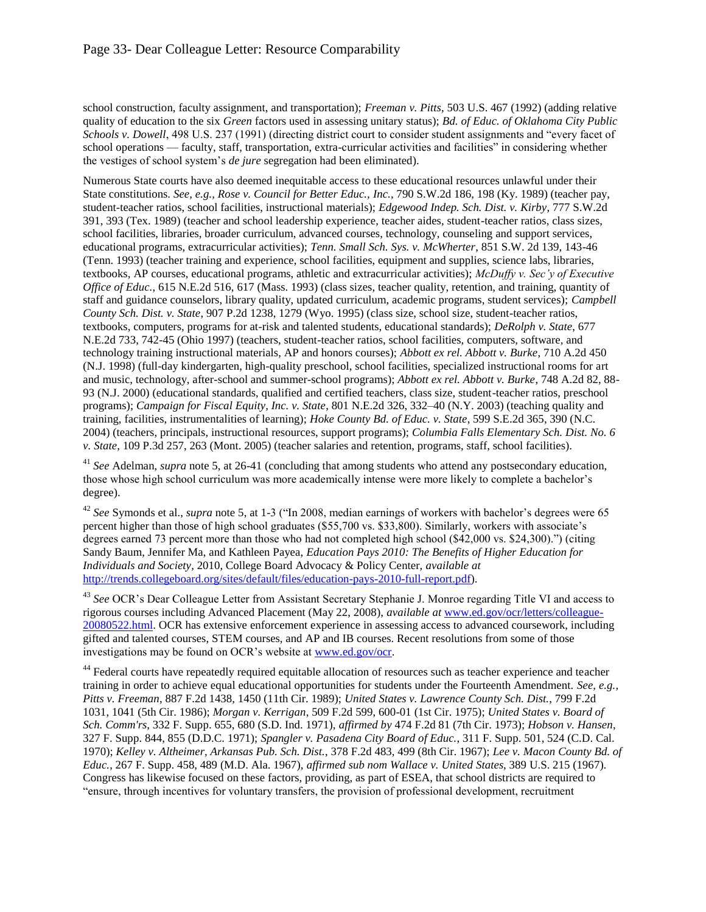school construction, faculty assignment, and transportation); *Freeman v. Pitts*, 503 U.S. 467 (1992) (adding relative quality of education to the six *Green* factors used in assessing unitary status); *Bd. of Educ. of Oklahoma City Public Schools v. Dowell*, 498 U.S. 237 (1991) (directing district court to consider student assignments and "every facet of school operations — faculty, staff, transportation, extra-curricular activities and facilities" in considering whether the vestiges of school system's *de jure* segregation had been eliminated).

Numerous State courts have also deemed inequitable access to these educational resources unlawful under their State constitutions. *See, e.g., Rose v. Council for Better Educ., Inc.*, 790 S.W.2d 186, 198 (Ky. 1989) (teacher pay, student-teacher ratios, school facilities, instructional materials); *Edgewood Indep. Sch. Dist. v. Kirby*, 777 S.W.2d 391, 393 (Tex. 1989) (teacher and school leadership experience, teacher aides, student-teacher ratios, class sizes, school facilities, libraries, broader curriculum, advanced courses, technology, counseling and support services, educational programs, extracurricular activities); *Tenn. Small Sch. Sys. v. McWherter*, 851 S.W. 2d 139, 143-46 (Tenn. 1993) (teacher training and experience, school facilities, equipment and supplies, science labs, libraries, textbooks, AP courses, educational programs, athletic and extracurricular activities); *McDuffy v. Sec'y of Executive Office of Educ.*, 615 N.E.2d 516, 617 (Mass. 1993) (class sizes, teacher quality, retention, and training, quantity of staff and guidance counselors, library quality, updated curriculum, academic programs, student services); *Campbell County Sch. Dist. v. State*, 907 P.2d 1238, 1279 (Wyo. 1995) (class size, school size, student-teacher ratios, textbooks, computers, programs for at-risk and talented students, educational standards); *DeRolph v. State*, 677 N.E.2d 733, 742-45 (Ohio 1997) (teachers, student-teacher ratios, school facilities, computers, software, and technology training instructional materials, AP and honors courses); *Abbott ex rel. Abbott v. Burke*, 710 A.2d 450 (N.J. 1998) (full-day kindergarten, high-quality preschool, school facilities, specialized instructional rooms for art and music, technology, after-school and summer-school programs); *Abbott ex rel. Abbott v. Burke*, 748 A.2d 82, 88-93 (N.J. 2000) (educational standards, qualified and certified teachers, class size, student-teacher ratios, preschool programs); *Campaign for Fiscal Equity, Inc. v. State*, 801 N.E.2d 326, 332–40 (N.Y. 2003) (teaching quality and training, facilities, instrumentalities of learning); *Hoke County Bd. of Educ. v. State*, 599 S.E.2d 365, 390 (N.C. 2004) (teachers, principals, instructional resources, support programs); *Columbia Falls Elementary Sch. Dist. No. 6 v. State*, 109 P.3d 257, 263 (Mont. 2005) (teacher salaries and retention, programs, staff, school facilities).

[41] *See* Adelman, *supra* note 5, at 26-41 (concluding that among students who attend any postsecondary education, those whose high school curriculum was more academically intense were more likely to complete a bachelor's degree).

[42] *See* Symonds et al., *supra* note 5, at 1-3 ("In 2008, median earnings of workers with bachelor's degrees were 65 percent higher than those of high school graduates ($55,700 vs. $33,800). Similarly, workers with associate's degrees earned 73 percent more than those who had not completed high school ($42,000 vs. $24,300).") (citing Sandy Baum, Jennifer Ma, and Kathleen Payea, *Education Pays 2010: The Benefits of Higher Education for Individuals and Society*, 2010, College Board Advocacy & Policy Center, *available at* http://trends.collegeboard.org/sites/default/files/education-pays-2010-full-report.pdf).

[43] *See* OCR's Dear Colleague Letter from Assistant Secretary Stephanie J. Monroe regarding Title VI and access to rigorous courses including Advanced Placement (May 22, 2008), *available at* www.ed.gov/ocr/letters/colleague-20080522.html. OCR has extensive enforcement experience in assessing access to advanced coursework, including gifted and talented courses, STEM courses, and AP and IB courses. Recent resolutions from some of those investigations may be found on OCR's website at www.ed.gov/ocr.

[44] Federal courts have repeatedly required equitable allocation of resources such as teacher experience and teacher training in order to achieve equal educational opportunities for students under the Fourteenth Amendment. *See, e.g., Pitts v. Freeman*, 887 F.2d 1438, 1450 (11th Cir. 1989); *United States v. Lawrence County Sch. Dist.*, 799 F.2d 1031, 1041 (5th Cir. 1986); *Morgan v. Kerrigan*, 509 F.2d 599, 600-01 (1st Cir. 1975); *United States v. Board of Sch. Comm'rs*, 332 F. Supp. 655, 680 (S.D. Ind. 1971), *affirmed by* 474 F.2d 81 (7th Cir. 1973); *Hobson v. Hansen*, 327 F. Supp. 844, 855 (D.D.C. 1971); *Spangler v. Pasadena City Board of Educ.*, 311 F. Supp. 501, 524 (C.D. Cal. 1970); *Kelley v. Altheimer, Arkansas Pub. Sch. Dist.*, 378 F.2d 483, 499 (8th Cir. 1967); *Lee v. Macon County Bd. of Educ.*, 267 F. Supp. 458, 489 (M.D. Ala. 1967), *affirmed sub nom Wallace v. United States*, 389 U.S. 215 (1967). Congress has likewise focused on these factors, providing, as part of ESEA, that school districts are required to "ensure, through incentives for voluntary transfers, the provision of professional development, recruitment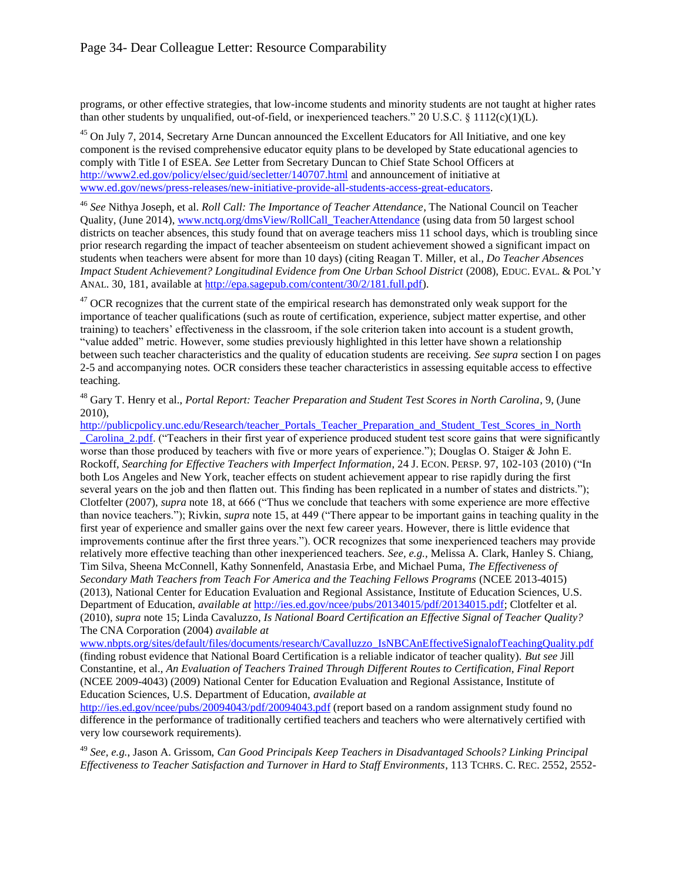programs, or other effective strategies, that low-income students and minority students are not taught at higher rates than other students by unqualified, out-of-field, or inexperienced teachers." 20 U.S.C. § 1112(c)(1)(L).

[45] On July 7, 2014, Secretary Arne Duncan announced the Excellent Educators for All Initiative, and one key component is the revised comprehensive educator equity plans to be developed by State educational agencies to comply with Title I of ESEA. *See* Letter from Secretary Duncan to Chief State School Officers at http://www2.ed.gov/policy/elsec/guid/secletter/140707.html and announcement of initiative at www.ed.gov/news/press-releases/new-initiative-provide-all-students-access-great-educators.

[46] *See* Nithya Joseph, et al. *Roll Call: The Importance of Teacher Attendance*, The National Council on Teacher Quality, (June 2014), www.nctq.org/dmsView/RollCall_TeacherAttendance (using data from 50 largest school districts on teacher absences, this study found that on average teachers miss 11 school days, which is troubling since prior research regarding the impact of teacher absenteeism on student achievement showed a significant impact on students when teachers were absent for more than 10 days) (citing Reagan T. Miller, et al., *Do Teacher Absences Impact Student Achievement? Longitudinal Evidence from One Urban School District* (2008), EDUC. EVAL. & POL'Y ANAL. 30, 181, available at http://epa.sagepub.com/content/30/2/181.full.pdf).

[47] OCR recognizes that the current state of the empirical research has demonstrated only weak support for the importance of teacher qualifications (such as route of certification, experience, subject matter expertise, and other training) to teachers' effectiveness in the classroom, if the sole criterion taken into account is a student growth, "value added" metric. However, some studies previously highlighted in this letter have shown a relationship between such teacher characteristics and the quality of education students are receiving. *See supra* section I on pages 2-5 and accompanying notes*.* OCR considers these teacher characteristics in assessing equitable access to effective teaching.

[48] Gary T. Henry et al., *Portal Report: Teacher Preparation and Student Test Scores in North Carolina*, 9, (June 2010), http://publicpolicy.unc.edu/Research/teacher_Portals_Teacher_Preparation_and_Student_Test_Scores_in_North_Carolina_2.pdf. ("Teachers in their first year of experience produced student test score gains that were significantly worse than those produced by teachers with five or more years of experience."); Douglas O. Staiger & John E. Rockoff, *Searching for Effective Teachers with Imperfect Information*, 24 J. ECON. PERSP. 97, 102-103 (2010) ("In both Los Angeles and New York, teacher effects on student achievement appear to rise rapidly during the first several years on the job and then flatten out. This finding has been replicated in a number of states and districts."); Clotfelter (2007), *supra* note 18, at 666 ("Thus we conclude that teachers with some experience are more effective than novice teachers."); Rivkin, *supra* note 15, at 449 ("There appear to be important gains in teaching quality in the first year of experience and smaller gains over the next few career years. However, there is little evidence that improvements continue after the first three years."). OCR recognizes that some inexperienced teachers may provide relatively more effective teaching than other inexperienced teachers. *See, e.g.,* Melissa A. Clark, Hanley S. Chiang, Tim Silva, Sheena McConnell, Kathy Sonnenfeld, Anastasia Erbe, and Michael Puma, *The Effectiveness of Secondary Math Teachers from Teach For America and the Teaching Fellows Programs* (NCEE 2013-4015) (2013), National Center for Education Evaluation and Regional Assistance, Institute of Education Sciences, U.S. Department of Education, *available at* http://ies.ed.gov/ncee/pubs/20134015/pdf/20134015.pdf; Clotfelter et al. (2010), *supra* note 15; Linda Cavaluzzo, *Is National Board Certification an Effective Signal of Teacher Quality?* The CNA Corporation (2004) *available at* www.nbpts.org/sites/default/files/documents/research/Cavalluzzo_IsNBCAnEffectiveSignalofTeachingQuality.pdf (finding robust evidence that National Board Certification is a reliable indicator of teacher quality). *But see* Jill Constantine, et al., *An Evaluation of Teachers Trained Through Different Routes to Certification, Final Report* (NCEE 2009-4043) (2009) National Center for Education Evaluation and Regional Assistance, Institute of Education Sciences, U.S. Department of Education, *available at* http://ies.ed.gov/ncee/pubs/20094043/pdf/20094043.pdf (report based on a random assignment study found no difference in the performance of traditionally certified teachers and teachers who were alternatively certified with very low coursework requirements).

[49] *See, e.g.*, Jason A. Grissom, *Can Good Principals Keep Teachers in Disadvantaged Schools? Linking Principal Effectiveness to Teacher Satisfaction and Turnover in Hard to Staff Environments*, 113 TCHRS. C. REC. 2552, 2552-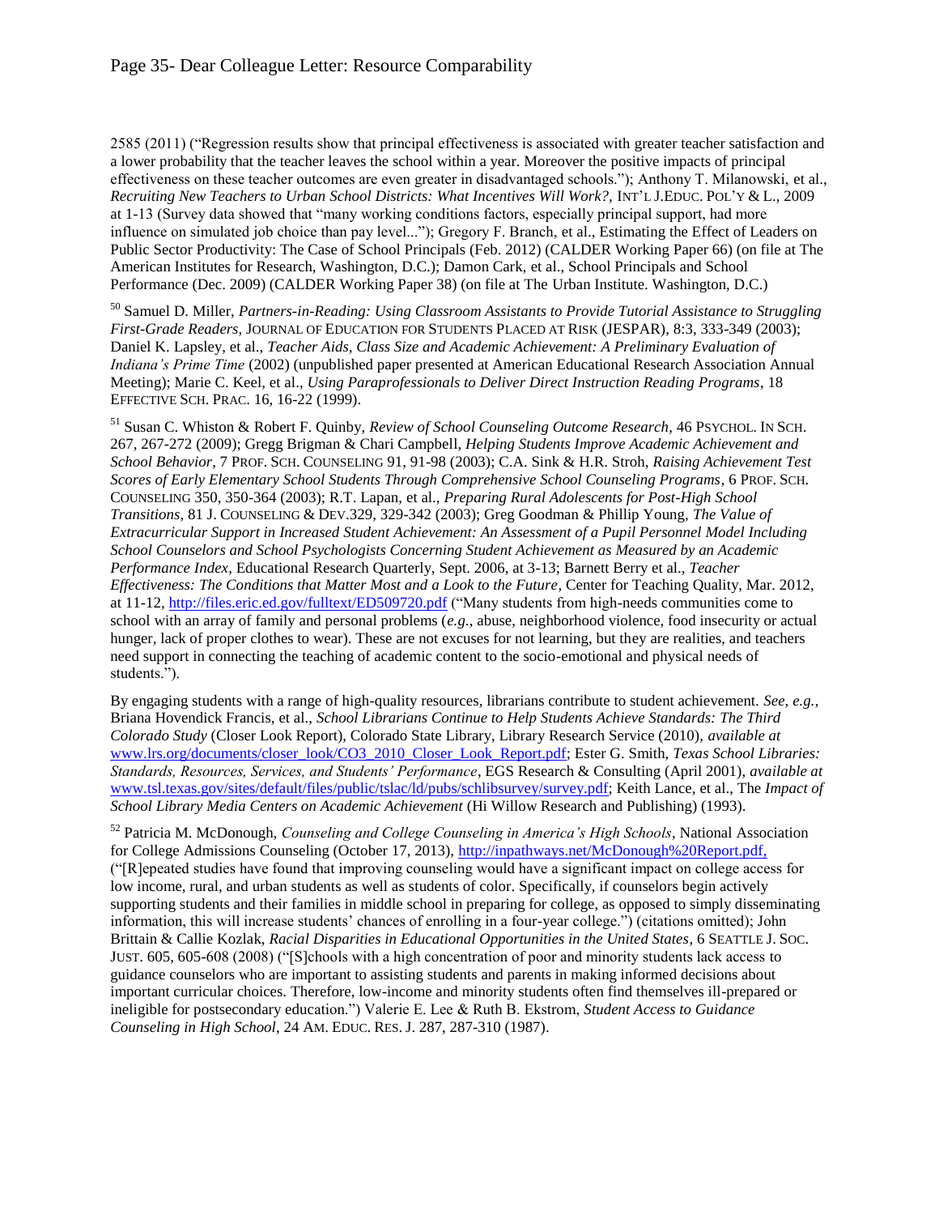2585 (2011) ("Regression results show that principal effectiveness is associated with greater teacher satisfaction and a lower probability that the teacher leaves the school within a year. Moreover the positive impacts of principal effectiveness on these teacher outcomes are even greater in disadvantaged schools."); Anthony T. Milanowski, et al., *Recruiting New Teachers to Urban School Districts: What Incentives Will Work?*, INT'L J.EDUC. POL'Y & L., 2009 at 1-13 (Survey data showed that "many working conditions factors, especially principal support, had more influence on simulated job choice than pay level..."); Gregory F. Branch, et al., Estimating the Effect of Leaders on Public Sector Productivity: The Case of School Principals (Feb. 2012) (CALDER Working Paper 66) (on file at The American Institutes for Research, Washington, D.C.); Damon Cark, et al., School Principals and School Performance (Dec. 2009) (CALDER Working Paper 38) (on file at The Urban Institute. Washington, D.C.)

[50] Samuel D. Miller, *Partners-in-Reading: Using Classroom Assistants to Provide Tutorial Assistance to Struggling First-Grade Readers*, JOURNAL OF EDUCATION FOR STUDENTS PLACED AT RISK (JESPAR), 8:3, 333-349 (2003); Daniel K. Lapsley, et al., *Teacher Aids, Class Size and Academic Achievement: A Preliminary Evaluation of Indiana's Prime Time* (2002) (unpublished paper presented at American Educational Research Association Annual Meeting); Marie C. Keel, et al., *Using Paraprofessionals to Deliver Direct Instruction Reading Programs*, 18 EFFECTIVE SCH. PRAC. 16, 16-22 (1999).

[51] Susan C. Whiston & Robert F. Quinby, *Review of School Counseling Outcome Research*, 46 PSYCHOL. IN SCH. 267, 267-272 (2009); Gregg Brigman & Chari Campbell, *Helping Students Improve Academic Achievement and School Behavior*, 7 PROF. SCH. COUNSELING 91, 91-98 (2003); C.A. Sink & H.R. Stroh, *Raising Achievement Test Scores of Early Elementary School Students Through Comprehensive School Counseling Programs*, 6 PROF. SCH. COUNSELING 350, 350-364 (2003); R.T. Lapan, et al., *Preparing Rural Adolescents for Post-High School Transitions*, 81 J. COUNSELING & DEV.329, 329-342 (2003); Greg Goodman & Phillip Young, *The Value of Extracurricular Support in Increased Student Achievement: An Assessment of a Pupil Personnel Model Including School Counselors and School Psychologists Concerning Student Achievement as Measured by an Academic Performance Index*, Educational Research Quarterly, Sept. 2006, at 3-13; Barnett Berry et al., *Teacher Effectiveness: The Conditions that Matter Most and a Look to the Future*, Center for Teaching Quality, Mar. 2012, at 11-12, http://files.eric.ed.gov/fulltext/ED509720.pdf ("Many students from high-needs communities come to school with an array of family and personal problems (*e.g.*, abuse, neighborhood violence, food insecurity or actual hunger, lack of proper clothes to wear). These are not excuses for not learning, but they are realities, and teachers need support in connecting the teaching of academic content to the socio-emotional and physical needs of students.").

By engaging students with a range of high-quality resources, librarians contribute to student achievement. *See, e.g.*, Briana Hovendick Francis, et al., *School Librarians Continue to Help Students Achieve Standards: The Third Colorado Study* (Closer Look Report), Colorado State Library, Library Research Service (2010), *available at* www.lrs.org/documents/closer_look/CO3_2010_Closer_Look_Report.pdf; Ester G. Smith, *Texas School Libraries: Standards, Resources, Services, and Students' Performance*, EGS Research & Consulting (April 2001), *available at* www.tsl.texas.gov/sites/default/files/public/tslac/ld/pubs/schlibsurvey/survey.pdf; Keith Lance, et al., The *Impact of School Library Media Centers on Academic Achievement* (Hi Willow Research and Publishing) (1993).

[52] Patricia M. McDonough, *Counseling and College Counseling in America's High Schools*, National Association for College Admissions Counseling (October 17, 2013), http://inpathways.net/McDonough%20Report.pdf, ("[R]epeated studies have found that improving counseling would have a significant impact on college access for low income, rural, and urban students as well as students of color. Specifically, if counselors begin actively supporting students and their families in middle school in preparing for college, as opposed to simply disseminating information, this will increase students' chances of enrolling in a four-year college.") (citations omitted); John Brittain & Callie Kozlak, *Racial Disparities in Educational Opportunities in the United States*, 6 SEATTLE J. SOC. JUST. 605, 605-608 (2008) ("[S]chools with a high concentration of poor and minority students lack access to guidance counselors who are important to assisting students and parents in making informed decisions about important curricular choices. Therefore, low-income and minority students often find themselves ill-prepared or ineligible for postsecondary education.") Valerie E. Lee & Ruth B. Ekstrom, *Student Access to Guidance Counseling in High School*, 24 AM. EDUC. RES. J. 287, 287-310 (1987).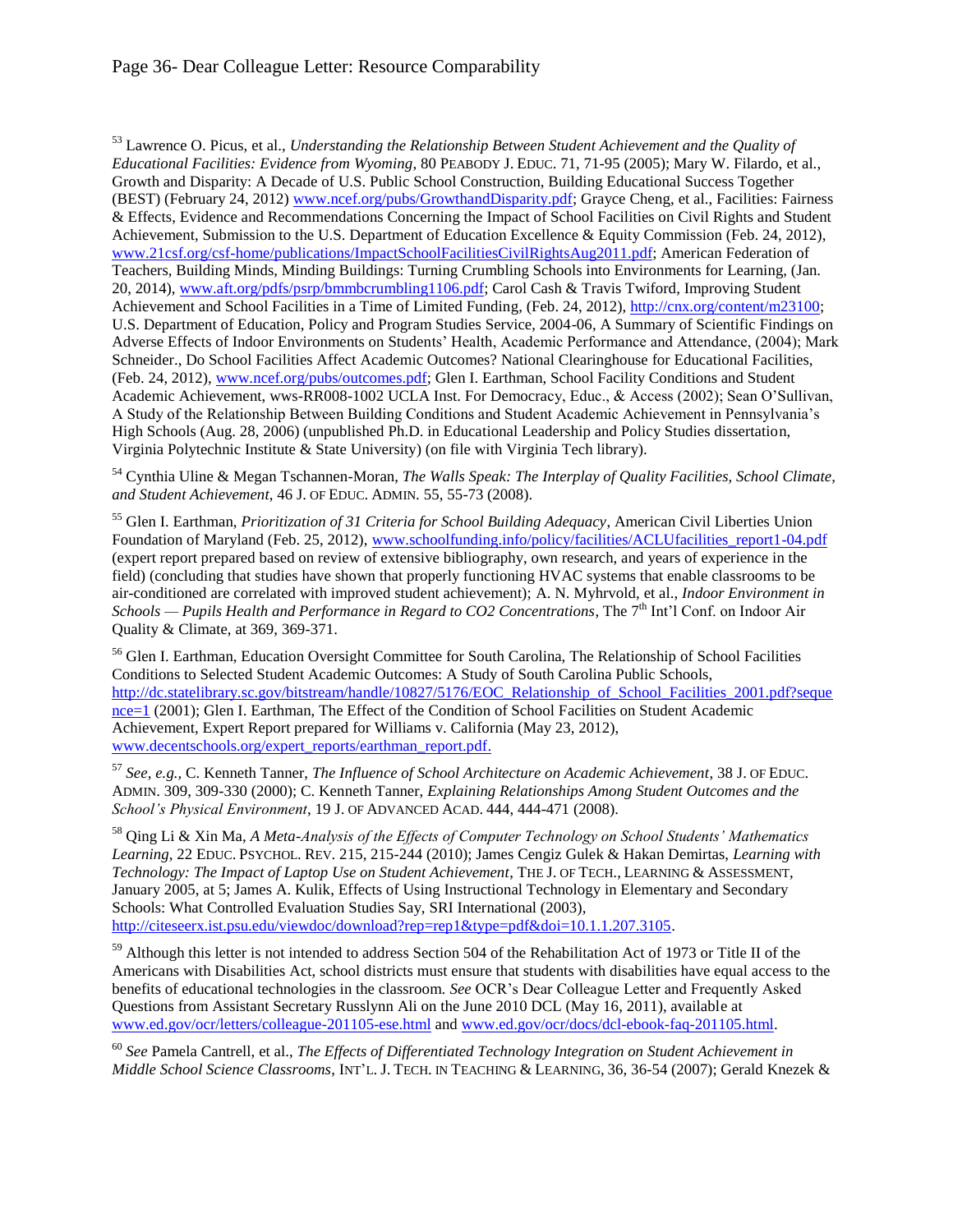[53] Lawrence O. Picus, et al., *Understanding the Relationship Between Student Achievement and the Quality of Educational Facilities: Evidence from Wyoming*, 80 PEABODY J. EDUC. 71, 71-95 (2005); Mary W. Filardo, et al., Growth and Disparity: A Decade of U.S. Public School Construction, Building Educational Success Together (BEST) (February 24, 2012) www.ncef.org/pubs/GrowthandDisparity.pdf; Grayce Cheng, et al., Facilities: Fairness & Effects, Evidence and Recommendations Concerning the Impact of School Facilities on Civil Rights and Student Achievement, Submission to the U.S. Department of Education Excellence & Equity Commission (Feb. 24, 2012), www.21csf.org/csf-home/publications/ImpactSchoolFacilitiesCivilRightsAug2011.pdf; American Federation of Teachers, Building Minds, Minding Buildings: Turning Crumbling Schools into Environments for Learning, (Jan. 20, 2014), www.aft.org/pdfs/psrp/bmmbcrumbling1106.pdf; Carol Cash & Travis Twiford, Improving Student Achievement and School Facilities in a Time of Limited Funding, (Feb. 24, 2012), http://cnx.org/content/m23100; U.S. Department of Education, Policy and Program Studies Service, 2004-06, A Summary of Scientific Findings on Adverse Effects of Indoor Environments on Students' Health, Academic Performance and Attendance, (2004); Mark Schneider., Do School Facilities Affect Academic Outcomes? National Clearinghouse for Educational Facilities, (Feb. 24, 2012), www.ncef.org/pubs/outcomes.pdf; Glen I. Earthman, School Facility Conditions and Student Academic Achievement, wws-RR008-1002 UCLA Inst. For Democracy, Educ., & Access (2002); Sean O'Sullivan, A Study of the Relationship Between Building Conditions and Student Academic Achievement in Pennsylvania's High Schools (Aug. 28, 2006) (unpublished Ph.D. in Educational Leadership and Policy Studies dissertation, Virginia Polytechnic Institute & State University) (on file with Virginia Tech library).

[54] Cynthia Uline & Megan Tschannen-Moran, *The Walls Speak: The Interplay of Quality Facilities, School Climate, and Student Achievement*, 46 J. OF EDUC. ADMIN. 55, 55-73 (2008).

[55] Glen I. Earthman, *Prioritization of 31 Criteria for School Building Adequacy*, American Civil Liberties Union Foundation of Maryland (Feb. 25, 2012), www.schoolfunding.info/policy/facilities/ACLUfacilities_report1-04.pdf (expert report prepared based on review of extensive bibliography, own research, and years of experience in the field) (concluding that studies have shown that properly functioning HVAC systems that enable classrooms to be air-conditioned are correlated with improved student achievement); A. N. Myhrvold, et al., *Indoor Environment in Schools — Pupils Health and Performance in Regard to CO2 Concentrations*, The 7th Int'l Conf. on Indoor Air Quality & Climate, at 369, 369-371.

[56] Glen I. Earthman, Education Oversight Committee for South Carolina, The Relationship of School Facilities Conditions to Selected Student Academic Outcomes: A Study of South Carolina Public Schools, http://dc.statelibrary.sc.gov/bitstream/handle/10827/5176/EOC_Relationship_of_School_Facilities_2001.pdf?sequence=1 (2001); Glen I. Earthman, The Effect of the Condition of School Facilities on Student Academic Achievement, Expert Report prepared for Williams v. California (May 23, 2012), www.decentschools.org/expert_reports/earthman_report.pdf.

[57] *See, e.g.,* C. Kenneth Tanner, *The Influence of School Architecture on Academic Achievement*, 38 J. OF EDUC. ADMIN. 309, 309-330 (2000); C. Kenneth Tanner, *Explaining Relationships Among Student Outcomes and the School's Physical Environment*, 19 J. OF ADVANCED ACAD. 444, 444-471 (2008).

[58] Qing Li & Xin Ma, *A Meta-Analysis of the Effects of Computer Technology on School Students' Mathematics Learning*, 22 EDUC. PSYCHOL. REV. 215, 215-244 (2010); James Cengiz Gulek & Hakan Demirtas, *Learning with Technology: The Impact of Laptop Use on Student Achievement*, THE J. OF TECH., LEARNING & ASSESSMENT, January 2005, at 5; James A. Kulik, Effects of Using Instructional Technology in Elementary and Secondary Schools: What Controlled Evaluation Studies Say, SRI International (2003), http://citeseerx.ist.psu.edu/viewdoc/download?rep=rep1&type=pdf&doi=10.1.1.207.3105.

[59] Although this letter is not intended to address Section 504 of the Rehabilitation Act of 1973 or Title II of the Americans with Disabilities Act, school districts must ensure that students with disabilities have equal access to the benefits of educational technologies in the classroom. *See* OCR's Dear Colleague Letter and Frequently Asked Questions from Assistant Secretary Russlynn Ali on the June 2010 DCL (May 16, 2011), available at www.ed.gov/ocr/letters/colleague-201105-ese.html and www.ed.gov/ocr/docs/dcl-ebook-faq-201105.html.

[60] *See* Pamela Cantrell, et al., *The Effects of Differentiated Technology Integration on Student Achievement in Middle School Science Classrooms*, INT'L. J. TECH. IN TEACHING & LEARNING, 36, 36-54 (2007); Gerald Knezek &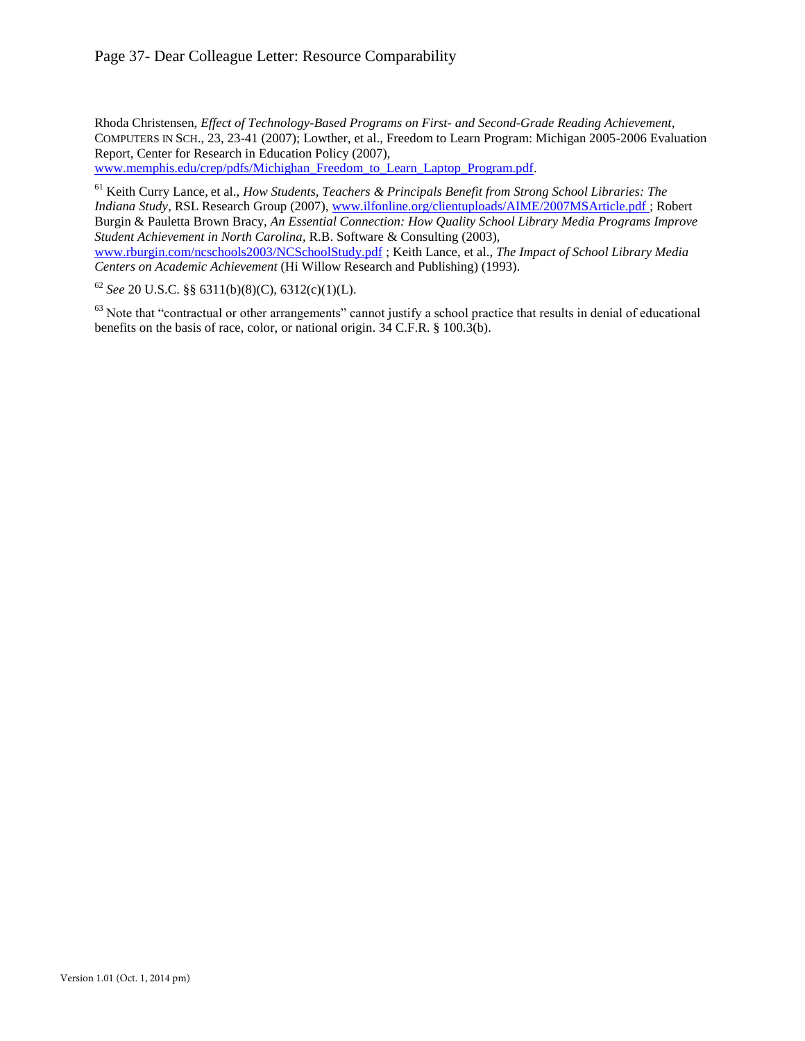Rhoda Christensen, *Effect of Technology-Based Programs on First- and Second-Grade Reading Achievement*, COMPUTERS IN SCH., 23, 23-41 (2007); Lowther, et al., Freedom to Learn Program: Michigan 2005-2006 Evaluation Report, Center for Research in Education Policy (2007), www.memphis.edu/crep/pdfs/Michighan_Freedom_to_Learn_Laptop_Program.pdf.

[61] Keith Curry Lance, et al., *How Students, Teachers & Principals Benefit from Strong School Libraries: The Indiana Study*, RSL Research Group (2007), www.ilfonline.org/clientuploads/AIME/2007MSArticle.pdf ; Robert Burgin & Pauletta Brown Bracy, *An Essential Connection: How Quality School Library Media Programs Improve Student Achievement in North Carolina*, R.B. Software & Consulting (2003), www.rburgin.com/ncschools2003/NCSchoolStudy.pdf ; Keith Lance, et al., *The Impact of School Library Media Centers on Academic Achievement* (Hi Willow Research and Publishing) (1993).

[62] *See* 20 U.S.C. §§ 6311(b)(8)(C), 6312(c)(1)(L).

[63] Note that "contractual or other arrangements" cannot justify a school practice that results in denial of educational benefits on the basis of race, color, or national origin. 34 C.F.R. § 100.3(b).